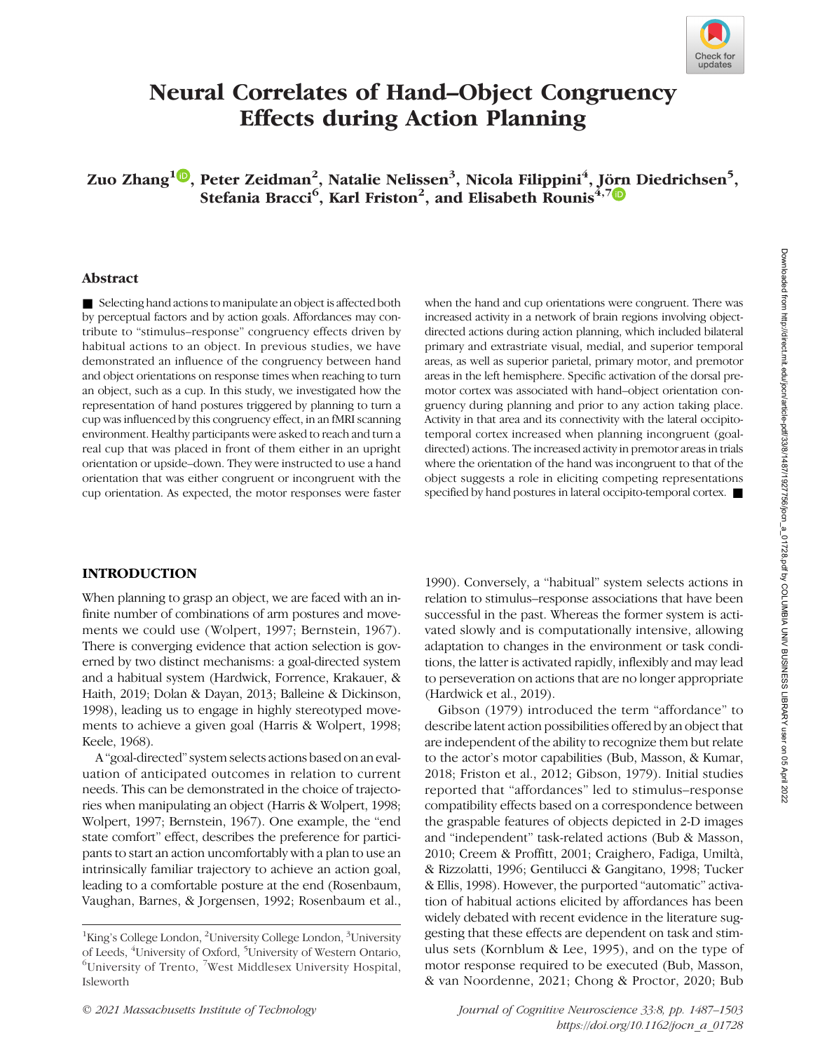# Neural Correlates of Hand–Object Congruency Effects during Action Planning

**Zuo Zhang[1], Peter Zeidman[2], Natalie Nelissen[3], Nicola Filippini[4], Jörn Diedrichsen[5], Stefania Bracci[6], Karl Friston[2], and Elisabeth Rounis[4,7]**

## Abstract

■ Selecting hand actions to manipulate an object is affected both by perceptual factors and by action goals. Affordances may contribute to "stimulus–response" congruency effects driven by habitual actions to an object. In previous studies, we have demonstrated an influence of the congruency between hand and object orientations on response times when reaching to turn an object, such as a cup. In this study, we investigated how the representation of hand postures triggered by planning to turn a cup was influenced by this congruency effect, in an fMRI scanning environment. Healthy participants were asked to reach and turn a real cup that was placed in front of them either in an upright orientation or upside–down. They were instructed to use a hand orientation that was either congruent or incongruent with the cup orientation. As expected, the motor responses were faster when the hand and cup orientations were congruent. There was increased activity in a network of brain regions involving object-directed actions during action planning, which included bilateral primary and extrastriate visual, medial, and superior temporal areas, as well as superior parietal, primary motor, and premotor areas in the left hemisphere. Specific activation of the dorsal premotor cortex was associated with hand–object orientation congruency during planning and prior to any action taking place. Activity in that area and its connectivity with the lateral occipito-temporal cortex increased when planning incongruent (goal-directed) actions. The increased activity in premotor areas in trials where the orientation of the hand was incongruent to that of the object suggests a role in eliciting competing representations specified by hand postures in lateral occipito-temporal cortex. ■

## INTRODUCTION

When planning to grasp an object, we are faced with an infinite number of combinations of arm postures and movements we could use (Wolpert, 1997; Bernstein, 1967). There is converging evidence that action selection is governed by two distinct mechanisms: a goal-directed system and a habitual system (Hardwick, Forrence, Krakauer, & Haith, 2019; Dolan & Dayan, 2013; Balleine & Dickinson, 1998), leading us to engage in highly stereotyped movements to achieve a given goal (Harris & Wolpert, 1998; Keele, 1968).

A "goal-directed" system selects actions based on an evaluation of anticipated outcomes in relation to current needs. This can be demonstrated in the choice of trajectories when manipulating an object (Harris & Wolpert, 1998; Wolpert, 1997; Bernstein, 1967). One example, the "end state comfort" effect, describes the preference for participants to start an action uncomfortably with a plan to use an intrinsically familiar trajectory to achieve an action goal, leading to a comfortable posture at the end (Rosenbaum, Vaughan, Barnes, & Jorgensen, 1992; Rosenbaum et al., 1990). Conversely, a "habitual" system selects actions in relation to stimulus–response associations that have been successful in the past. Whereas the former system is activated slowly and is computationally intensive, allowing adaptation to changes in the environment or task conditions, the latter is activated rapidly, inflexibly and may lead to perseveration on actions that are no longer appropriate (Hardwick et al., 2019).

Gibson (1979) introduced the term "affordance" to describe latent action possibilities offered by an object that are independent of the ability to recognize them but relate to the actor's motor capabilities (Bub, Masson, & Kumar, 2018; Friston et al., 2012; Gibson, 1979). Initial studies reported that "affordances" led to stimulus–response compatibility effects based on a correspondence between the graspable features of objects depicted in 2-D images and "independent" task-related actions (Bub & Masson, 2010; Creem & Proffitt, 2001; Craighero, Fadiga, Umiltà, & Rizzolatti, 1996; Gentilucci & Gangitano, 1998; Tucker & Ellis, 1998). However, the purported "automatic" activation of habitual actions elicited by affordances has been widely debated with recent evidence in the literature suggesting that these effects are dependent on task and stimulus sets (Kornblum & Lee, 1995), and on the type of motor response required to be executed (Bub, Masson, & van Noordenne, 2021; Chong & Proctor, 2020; Bub

[1]King's College London, [2]University College London, [3]University of Leeds, [4]University of Oxford, [5]University of Western Ontario, [6]University of Trento, [7]West Middlesex University Hospital, Isleworth

© 2021 Massachusetts Institute of Technology

https://doi.org/10.1162/jocn_a_01728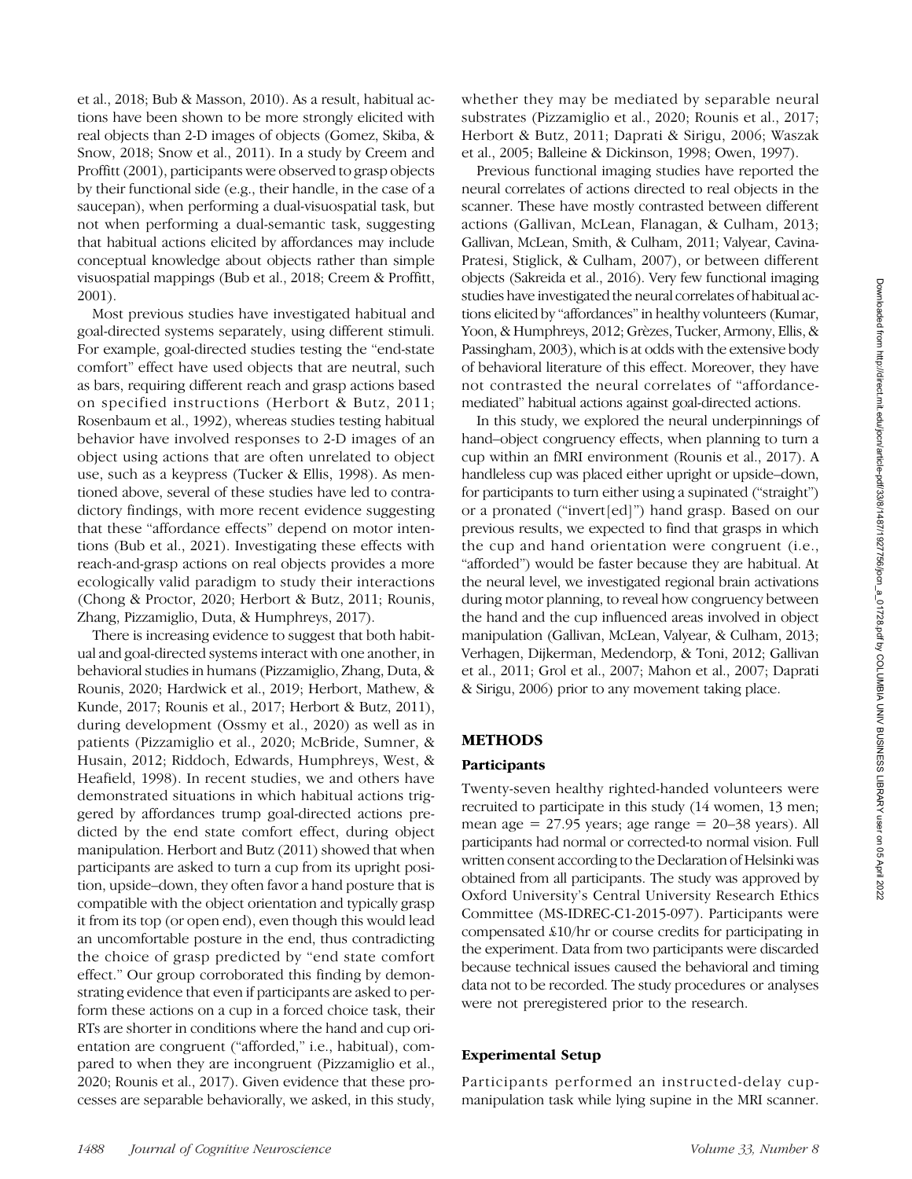et al., 2018; Bub & Masson, 2010). As a result, habitual actions have been shown to be more strongly elicited with real objects than 2-D images of objects (Gomez, Skiba, & Snow, 2018; Snow et al., 2011). In a study by Creem and Proffitt (2001), participants were observed to grasp objects by their functional side (e.g., their handle, in the case of a saucepan), when performing a dual-visuospatial task, but not when performing a dual-semantic task, suggesting that habitual actions elicited by affordances may include conceptual knowledge about objects rather than simple visuospatial mappings (Bub et al., 2018; Creem & Proffitt, 2001).

Most previous studies have investigated habitual and goal-directed systems separately, using different stimuli. For example, goal-directed studies testing the "end-state comfort" effect have used objects that are neutral, such as bars, requiring different reach and grasp actions based on specified instructions (Herbort & Butz, 2011; Rosenbaum et al., 1992), whereas studies testing habitual behavior have involved responses to 2-D images of an object using actions that are often unrelated to object use, such as a keypress (Tucker & Ellis, 1998). As mentioned above, several of these studies have led to contradictory findings, with more recent evidence suggesting that these "affordance effects" depend on motor intentions (Bub et al., 2021). Investigating these effects with reach-and-grasp actions on real objects provides a more ecologically valid paradigm to study their interactions (Chong & Proctor, 2020; Herbort & Butz, 2011; Rounis, Zhang, Pizzamiglio, Duta, & Humphreys, 2017).

There is increasing evidence to suggest that both habitual and goal-directed systems interact with one another, in behavioral studies in humans (Pizzamiglio, Zhang, Duta, & Rounis, 2020; Hardwick et al., 2019; Herbort, Mathew, & Kunde, 2017; Rounis et al., 2017; Herbort & Butz, 2011), during development (Ossmy et al., 2020) as well as in patients (Pizzamiglio et al., 2020; McBride, Sumner, & Husain, 2012; Riddoch, Edwards, Humphreys, West, & Heafield, 1998). In recent studies, we and others have demonstrated situations in which habitual actions triggered by affordances trump goal-directed actions predicted by the end state comfort effect, during object manipulation. Herbort and Butz (2011) showed that when participants are asked to turn a cup from its upright position, upside–down, they often favor a hand posture that is compatible with the object orientation and typically grasp it from its top (or open end), even though this would lead an uncomfortable posture in the end, thus contradicting the choice of grasp predicted by "end state comfort effect." Our group corroborated this finding by demonstrating evidence that even if participants are asked to perform these actions on a cup in a forced choice task, their RTs are shorter in conditions where the hand and cup orientation are congruent ("afforded," i.e., habitual), compared to when they are incongruent (Pizzamiglio et al., 2020; Rounis et al., 2017). Given evidence that these processes are separable behaviorally, we asked, in this study, whether they may be mediated by separable neural substrates (Pizzamiglio et al., 2020; Rounis et al., 2017; Herbort & Butz, 2011; Daprati & Sirigu, 2006; Waszak et al., 2005; Balleine & Dickinson, 1998; Owen, 1997).

Previous functional imaging studies have reported the neural correlates of actions directed to real objects in the scanner. These have mostly contrasted between different actions (Gallivan, McLean, Flanagan, & Culham, 2013; Gallivan, McLean, Smith, & Culham, 2011; Valyear, Cavina-Pratesi, Stiglick, & Culham, 2007), or between different objects (Sakreida et al., 2016). Very few functional imaging studies have investigated the neural correlates of habitual actions elicited by "affordances" in healthy volunteers (Kumar, Yoon, & Humphreys, 2012; Grèzes, Tucker, Armony, Ellis, & Passingham, 2003), which is at odds with the extensive body of behavioral literature of this effect. Moreover, they have not contrasted the neural correlates of "affordance-mediated" habitual actions against goal-directed actions.

In this study, we explored the neural underpinnings of hand–object congruency effects, when planning to turn a cup within an fMRI environment (Rounis et al., 2017). A handleless cup was placed either upright or upside–down, for participants to turn either using a supinated ("straight") or a pronated ("invert[ed]") hand grasp. Based on our previous results, we expected to find that grasps in which the cup and hand orientation were congruent (i.e., "afforded") would be faster because they are habitual. At the neural level, we investigated regional brain activations during motor planning, to reveal how congruency between the hand and the cup influenced areas involved in object manipulation (Gallivan, McLean, Valyear, & Culham, 2013; Verhagen, Dijkerman, Medendorp, & Toni, 2012; Gallivan et al., 2011; Grol et al., 2007; Mahon et al., 2007; Daprati & Sirigu, 2006) prior to any movement taking place.

## METHODS

### Participants

Twenty-seven healthy righted-handed volunteers were recruited to participate in this study (14 women, 13 men; mean age = 27.95 years; age range = 20–38 years). All participants had normal or corrected-to normal vision. Full written consent according to the Declaration of Helsinki was obtained from all participants. The study was approved by Oxford University's Central University Research Ethics Committee (MS-IDREC-C1-2015-097). Participants were compensated £10/hr or course credits for participating in the experiment. Data from two participants were discarded because technical issues caused the behavioral and timing data not to be recorded. The study procedures or analyses were not preregistered prior to the research.

### Experimental Setup

Participants performed an instructed-delay cup-manipulation task while lying supine in the MRI scanner.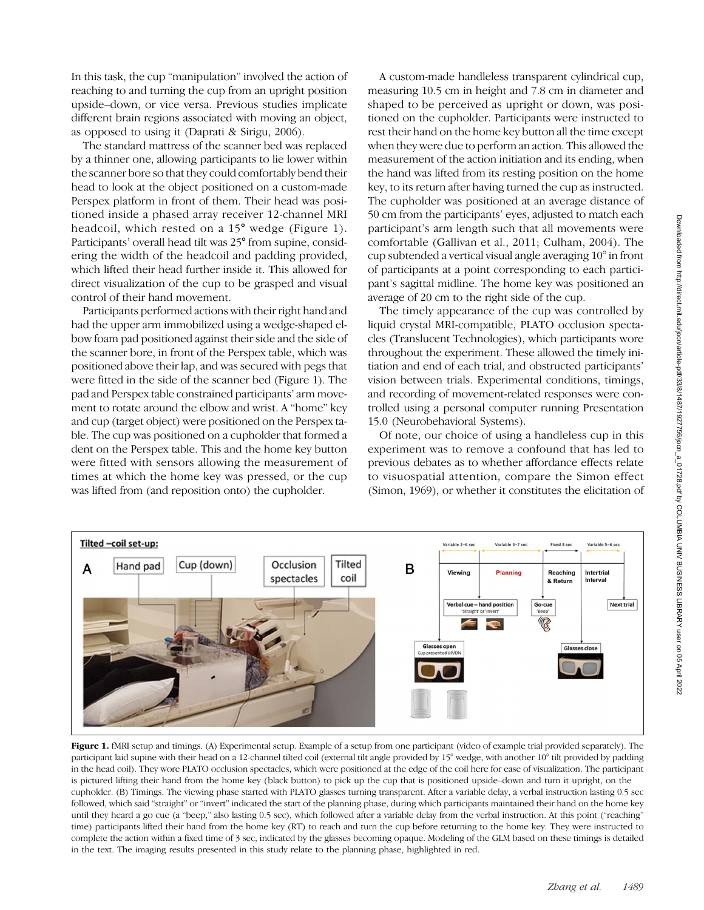In this task, the cup "manipulation" involved the action of reaching to and turning the cup from an upright position upside–down, or vice versa. Previous studies implicate different brain regions associated with moving an object, as opposed to using it (Daprati & Sirigu, 2006).

The standard mattress of the scanner bed was replaced by a thinner one, allowing participants to lie lower within the scanner bore so that they could comfortably bend their head to look at the object positioned on a custom-made Perspex platform in front of them. Their head was positioned inside a phased array receiver 12-channel MRI headcoil, which rested on a 15° wedge (Figure 1). Participants' overall head tilt was 25° from supine, considering the width of the headcoil and padding provided, which lifted their head further inside it. This allowed for direct visualization of the cup to be grasped and visual control of their hand movement.

Participants performed actions with their right hand and had the upper arm immobilized using a wedge-shaped elbow foam pad positioned against their side and the side of the scanner bore, in front of the Perspex table, which was positioned above their lap, and was secured with pegs that were fitted in the side of the scanner bed (Figure 1). The pad and Perspex table constrained participants' arm movement to rotate around the elbow and wrist. A "home" key and cup (target object) were positioned on the Perspex table. The cup was positioned on a cupholder that formed a dent on the Perspex table. This and the home key button were fitted with sensors allowing the measurement of times at which the home key was pressed, or the cup was lifted from (and reposition onto) the cupholder.

A custom-made handleless transparent cylindrical cup, measuring 10.5 cm in height and 7.8 cm in diameter and shaped to be perceived as upright or down, was positioned on the cupholder. Participants were instructed to rest their hand on the home key button all the time except when they were due to perform an action. This allowed the measurement of the action initiation and its ending, when the hand was lifted from its resting position on the home key, to its return after having turned the cup as instructed. The cupholder was positioned at an average distance of 50 cm from the participants' eyes, adjusted to match each participant's arm length such that all movements were comfortable (Gallivan et al., 2011; Culham, 2004). The cup subtended a vertical visual angle averaging 10° in front of participants at a point corresponding to each participant's sagittal midline. The home key was positioned an average of 20 cm to the right side of the cup.

The timely appearance of the cup was controlled by liquid crystal MRI-compatible, PLATO occlusion spectacles (Translucent Technologies), which participants wore throughout the experiment. These allowed the timely initiation and end of each trial, and obstructed participants' vision between trials. Experimental conditions, timings, and recording of movement-related responses were controlled using a personal computer running Presentation 15.0 (Neurobehavioral Systems).

Of note, our choice of using a handleless cup in this experiment was to remove a confound that has led to previous debates as to whether affordance effects relate to visuospatial attention, compare the Simon effect (Simon, 1969), or whether it constitutes the elicitation of

**Figure 1.** fMRI setup and timings. (A) Experimental setup. Example of a setup from one participant (video of example trial provided separately). The participant laid supine with their head on a 12-channel tilted coil (external tilt angle provided by 15° wedge, with another 10° tilt provided by padding in the head coil). They wore PLATO occlusion spectacles, which were positioned at the edge of the coil here for ease of visualization. The participant is pictured lifting their hand from the home key (black button) to pick up the cup that is positioned upside–down and turn it upright, on the cupholder. (B) Timings. The viewing phase started with PLATO glasses turning transparent. After a variable delay, a verbal instruction lasting 0.5 sec followed, which said "straight" or "invert" indicated the start of the planning phase, during which participants maintained their hand on the home key until they heard a go cue (a "beep," also lasting 0.5 sec), which followed after a variable delay from the verbal instruction. At this point ("reaching" time) participants lifted their hand from the home key (RT) to reach and turn the cup before returning to the home key. They were instructed to complete the action within a fixed time of 3 sec, indicated by the glasses becoming opaque. Modeling of the GLM based on these timings is detailed in the text. The imaging results presented in this study relate to the planning phase, highlighted in red.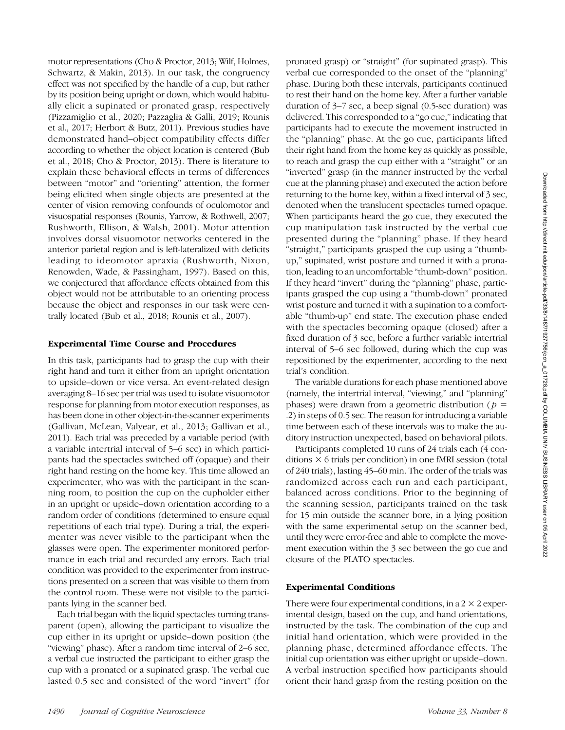motor representations (Cho & Proctor, 2013; Wilf, Holmes, Schwartz, & Makin, 2013). In our task, the congruency effect was not specified by the handle of a cup, but rather by its position being upright or down, which would habitually elicit a supinated or pronated grasp, respectively (Pizzamiglio et al., 2020; Pazzaglia & Galli, 2019; Rounis et al., 2017; Herbort & Butz, 2011). Previous studies have demonstrated hand–object compatibility effects differ according to whether the object location is centered (Bub et al., 2018; Cho & Proctor, 2013). There is literature to explain these behavioral effects in terms of differences between "motor" and "orienting" attention, the former being elicited when single objects are presented at the center of vision removing confounds of oculomotor and visuospatial responses (Rounis, Yarrow, & Rothwell, 2007; Rushworth, Ellison, & Walsh, 2001). Motor attention involves dorsal visuomotor networks centered in the anterior parietal region and is left-lateralized with deficits leading to ideomotor apraxia (Rushworth, Nixon, Renowden, Wade, & Passingham, 1997). Based on this, we conjectured that affordance effects obtained from this object would not be attributable to an orienting process because the object and responses in our task were centrally located (Bub et al., 2018; Rounis et al., 2007).

### Experimental Time Course and Procedures

In this task, participants had to grasp the cup with their right hand and turn it either from an upright orientation to upside–down or vice versa. An event-related design averaging 8–16 sec per trial was used to isolate visuomotor response for planning from motor execution responses, as has been done in other object-in-the-scanner experiments (Gallivan, McLean, Valyear, et al., 2013; Gallivan et al., 2011). Each trial was preceded by a variable period (with a variable intertrial interval of 5–6 sec) in which participants had the spectacles switched off (opaque) and their right hand resting on the home key. This time allowed an experimenter, who was with the participant in the scanning room, to position the cup on the cupholder either in an upright or upside–down orientation according to a random order of conditions (determined to ensure equal repetitions of each trial type). During a trial, the experimenter was never visible to the participant when the glasses were open. The experimenter monitored performance in each trial and recorded any errors. Each trial condition was provided to the experimenter from instructions presented on a screen that was visible to them from the control room. These were not visible to the participants lying in the scanner bed.

Each trial began with the liquid spectacles turning transparent (open), allowing the participant to visualize the cup either in its upright or upside–down position (the "viewing" phase). After a random time interval of 2–6 sec, a verbal cue instructed the participant to either grasp the cup with a pronated or a supinated grasp. The verbal cue lasted 0.5 sec and consisted of the word "invert" (for pronated grasp) or "straight" (for supinated grasp). This verbal cue corresponded to the onset of the "planning" phase. During both these intervals, participants continued to rest their hand on the home key. After a further variable duration of 3–7 sec, a beep signal (0.5-sec duration) was delivered. This corresponded to a "go cue," indicating that participants had to execute the movement instructed in the "planning" phase. At the go cue, participants lifted their right hand from the home key as quickly as possible, to reach and grasp the cup either with a "straight" or an "inverted" grasp (in the manner instructed by the verbal cue at the planning phase) and executed the action before returning to the home key, within a fixed interval of 3 sec, denoted when the translucent spectacles turned opaque. When participants heard the go cue, they executed the cup manipulation task instructed by the verbal cue presented during the "planning" phase. If they heard "straight," participants grasped the cup using a "thumb-up," supinated, wrist posture and turned it with a pronation, leading to an uncomfortable "thumb-down" position. If they heard "invert" during the "planning" phase, participants grasped the cup using a "thumb-down" pronated wrist posture and turned it with a supination to a comfortable "thumb-up" end state. The execution phase ended with the spectacles becoming opaque (closed) after a fixed duration of 3 sec, before a further variable intertrial interval of 5–6 sec followed, during which the cup was repositioned by the experimenter, according to the next trial's condition.

The variable durations for each phase mentioned above (namely, the intertrial interval, "viewing," and "planning" phases) were drawn from a geometric distribution ($p = .2$) in steps of 0.5 sec. The reason for introducing a variable time between each of these intervals was to make the auditory instruction unexpected, based on behavioral pilots.

Participants completed 10 runs of 24 trials each (4 conditions $\times$ 6 trials per condition) in one fMRI session (total of 240 trials), lasting 45–60 min. The order of the trials was randomized across each run and each participant, balanced across conditions. Prior to the beginning of the scanning session, participants trained on the task for 15 min outside the scanner bore, in a lying position with the same experimental setup on the scanner bed, until they were error-free and able to complete the movement execution within the 3 sec between the go cue and closure of the PLATO spectacles.

### Experimental Conditions

There were four experimental conditions, in a $2 \times 2$ experimental design, based on the cup, and hand orientations, instructed by the task. The combination of the cup and initial hand orientation, which were provided in the planning phase, determined affordance effects. The initial cup orientation was either upright or upside–down. A verbal instruction specified how participants should orient their hand grasp from the resting position on the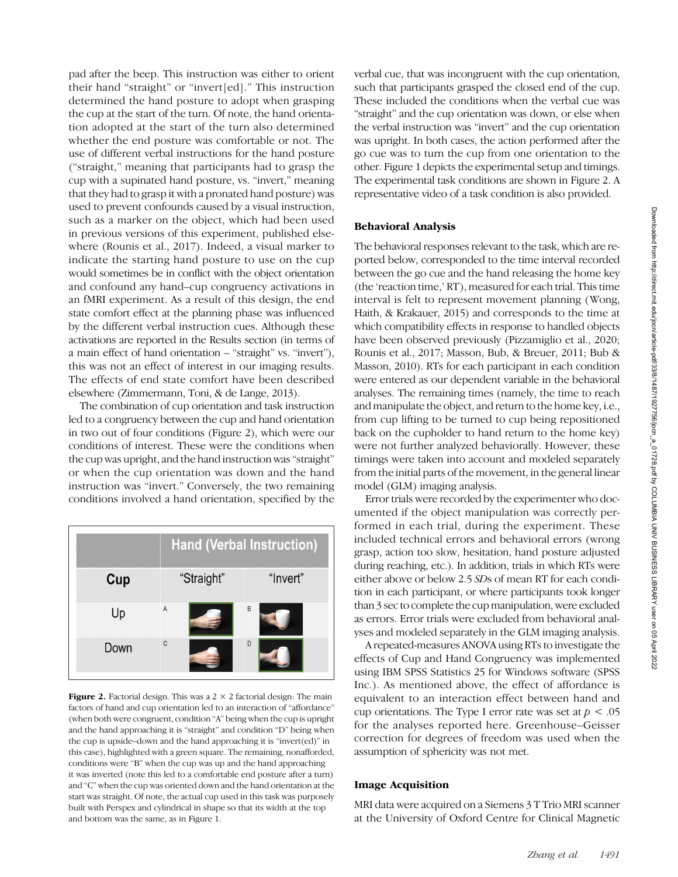pad after the beep. This instruction was either to orient their hand "straight" or "invert[ed]." This instruction determined the hand posture to adopt when grasping the cup at the start of the turn. Of note, the hand orientation adopted at the start of the turn also determined whether the end posture was comfortable or not. The use of different verbal instructions for the hand posture ("straight," meaning that participants had to grasp the cup with a supinated hand posture, vs. "invert," meaning that they had to grasp it with a pronated hand posture) was used to prevent confounds caused by a visual instruction, such as a marker on the object, which had been used in previous versions of this experiment, published elsewhere (Rounis et al., 2017). Indeed, a visual marker to indicate the starting hand posture to use on the cup would sometimes be in conflict with the object orientation and confound any hand–cup congruency activations in an fMRI experiment. As a result of this design, the end state comfort effect at the planning phase was influenced by the different verbal instruction cues. Although these activations are reported in the Results section (in terms of a main effect of hand orientation – "straight" vs. "invert"), this was not an effect of interest in our imaging results. The effects of end state comfort have been described elsewhere (Zimmermann, Toni, & de Lange, 2013).

The combination of cup orientation and task instruction led to a congruency between the cup and hand orientation in two out of four conditions (Figure 2), which were our conditions of interest. These were the conditions when the cup was upright, and the hand instruction was "straight" or when the cup orientation was down and the hand instruction was "invert." Conversely, the two remaining conditions involved a hand orientation, specified by the verbal cue, that was incongruent with the cup orientation, such that participants grasped the closed end of the cup. These included the conditions when the verbal cue was "straight" and the cup orientation was down, or else when the verbal instruction was "invert" and the cup orientation was upright. In both cases, the action performed after the go cue was to turn the cup from one orientation to the other. Figure 1 depicts the experimental setup and timings. The experimental task conditions are shown in Figure 2. A representative video of a task condition is also provided.

| Cup | Hand (Verbal Instruction) "Straight" | "Invert" |
|---|---|---|
| Up | A | B |
| Down | C | D |

**Figure 2.** Factorial design. This was a 2 × 2 factorial design: The main factors of hand and cup orientation led to an interaction of "affordance" (when both were congruent, condition "A" being when the cup is upright and the hand approaching it is "straight" and condition "D" being when the cup is upside–down and the hand approaching it is "invert(ed)" in this case), highlighted with a green square. The remaining, nonafforded, conditions were "B" when the cup was up and the hand approaching it was inverted (note this led to a comfortable end posture after a turn) and "C" when the cup was oriented down and the hand orientation at the start was straight. Of note, the actual cup used in this task was purposely built with Perspex and cylindrical in shape so that its width at the top and bottom was the same, as in Figure 1.

### Behavioral Analysis

The behavioral responses relevant to the task, which are reported below, corresponded to the time interval recorded between the go cue and the hand releasing the home key (the 'reaction time,' RT), measured for each trial. This time interval is felt to represent movement planning (Wong, Haith, & Krakauer, 2015) and corresponds to the time at which compatibility effects in response to handled objects have been observed previously (Pizzamiglio et al., 2020; Rounis et al., 2017; Masson, Bub, & Breuer, 2011; Bub & Masson, 2010). RTs for each participant in each condition were entered as our dependent variable in the behavioral analyses. The remaining times (namely, the time to reach and manipulate the object, and return to the home key, i.e., from cup lifting to be turned to cup being repositioned back on the cupholder to hand return to the home key) were not further analyzed behaviorally. However, these timings were taken into account and modeled separately from the initial parts of the movement, in the general linear model (GLM) imaging analysis.

Error trials were recorded by the experimenter who documented if the object manipulation was correctly performed in each trial, during the experiment. These included technical errors and behavioral errors (wrong grasp, action too slow, hesitation, hand posture adjusted during reaching, etc.). In addition, trials in which RTs were either above or below 2.5 *SD*s of mean RT for each condition in each participant, or where participants took longer than 3 sec to complete the cup manipulation, were excluded as errors. Error trials were excluded from behavioral analyses and modeled separately in the GLM imaging analysis.

A repeated-measures ANOVA using RTs to investigate the effects of Cup and Hand Congruency was implemented using IBM SPSS Statistics 25 for Windows software (SPSS Inc.). As mentioned above, the effect of affordance is equivalent to an interaction effect between hand and cup orientations. The Type I error rate was set at $p < .05$ for the analyses reported here. Greenhouse–Geisser correction for degrees of freedom was used when the assumption of sphericity was not met.

### Image Acquisition

MRI data were acquired on a Siemens 3 T Trio MRI scanner at the University of Oxford Centre for Clinical Magnetic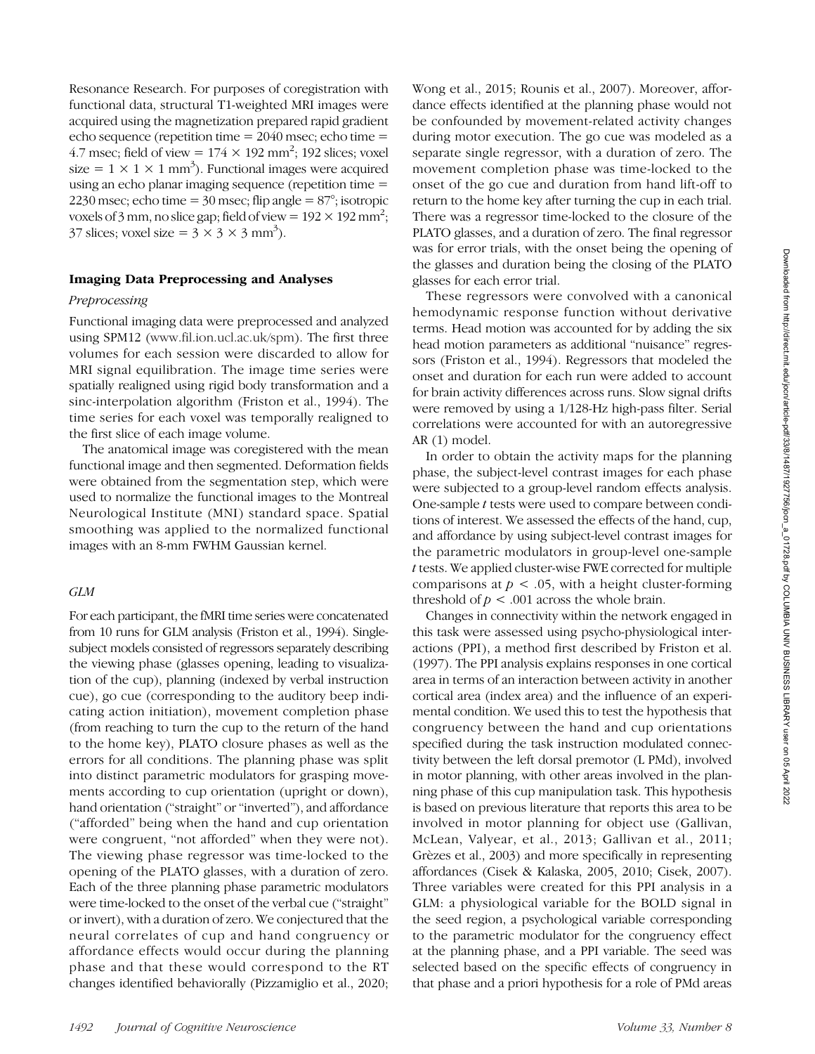Resonance Research. For purposes of coregistration with functional data, structural T1-weighted MRI images were acquired using the magnetization prepared rapid gradient echo sequence (repetition time = 2040 msec; echo time = 4.7 msec; field of view = $174 \times 192$ mm$^2$; 192 slices; voxel size = $1 \times 1 \times 1$ mm$^3$). Functional images were acquired using an echo planar imaging sequence (repetition time = 2230 msec; echo time = 30 msec; flip angle = 87°; isotropic voxels of 3 mm, no slice gap; field of view = $192 \times 192$ mm$^2$; 37 slices; voxel size = $3 \times 3 \times 3$ mm$^3$).

## Imaging Data Preprocessing and Analyses

### *Preprocessing*

Functional imaging data were preprocessed and analyzed using SPM12 (www.fil.ion.ucl.ac.uk/spm). The first three volumes for each session were discarded to allow for MRI signal equilibration. The image time series were spatially realigned using rigid body transformation and a sinc-interpolation algorithm (Friston et al., 1994). The time series for each voxel was temporally realigned to the first slice of each image volume.

The anatomical image was coregistered with the mean functional image and then segmented. Deformation fields were obtained from the segmentation step, which were used to normalize the functional images to the Montreal Neurological Institute (MNI) standard space. Spatial smoothing was applied to the normalized functional images with an 8-mm FWHM Gaussian kernel.

### *GLM*

For each participant, the fMRI time series were concatenated from 10 runs for GLM analysis (Friston et al., 1994). Single-subject models consisted of regressors separately describing the viewing phase (glasses opening, leading to visualization of the cup), planning (indexed by verbal instruction cue), go cue (corresponding to the auditory beep indicating action initiation), movement completion phase (from reaching to turn the cup to the return of the hand to the home key), PLATO closure phases as well as the errors for all conditions. The planning phase was split into distinct parametric modulators for grasping movements according to cup orientation (upright or down), hand orientation ("straight" or "inverted"), and affordance ("afforded" being when the hand and cup orientation were congruent, "not afforded" when they were not). The viewing phase regressor was time-locked to the opening of the PLATO glasses, with a duration of zero. Each of the three planning phase parametric modulators were time-locked to the onset of the verbal cue ("straight" or invert), with a duration of zero. We conjectured that the neural correlates of cup and hand congruency or affordance effects would occur during the planning phase and that these would correspond to the RT changes identified behaviorally (Pizzamiglio et al., 2020; Wong et al., 2015; Rounis et al., 2007). Moreover, affordance effects identified at the planning phase would not be confounded by movement-related activity changes during motor execution. The go cue was modeled as a separate single regressor, with a duration of zero. The movement completion phase was time-locked to the onset of the go cue and duration from hand lift-off to return to the home key after turning the cup in each trial. There was a regressor time-locked to the closure of the PLATO glasses, and a duration of zero. The final regressor was for error trials, with the onset being the opening of the glasses and duration being the closing of the PLATO glasses for each error trial.

These regressors were convolved with a canonical hemodynamic response function without derivative terms. Head motion was accounted for by adding the six head motion parameters as additional "nuisance" regressors (Friston et al., 1994). Regressors that modeled the onset and duration for each run were added to account for brain activity differences across runs. Slow signal drifts were removed by using a 1/128-Hz high-pass filter. Serial correlations were accounted for with an autoregressive AR (1) model.

In order to obtain the activity maps for the planning phase, the subject-level contrast images for each phase were subjected to a group-level random effects analysis. One-sample $t$ tests were used to compare between conditions of interest. We assessed the effects of the hand, cup, and affordance by using subject-level contrast images for the parametric modulators in group-level one-sample $t$ tests. We applied cluster-wise FWE corrected for multiple comparisons at $p < .05$, with a height cluster-forming threshold of $p < .001$ across the whole brain.

Changes in connectivity within the network engaged in this task were assessed using psycho-physiological interactions (PPI), a method first described by Friston et al. (1997). The PPI analysis explains responses in one cortical area in terms of an interaction between activity in another cortical area (index area) and the influence of an experimental condition. We used this to test the hypothesis that congruency between the hand and cup orientations specified during the task instruction modulated connectivity between the left dorsal premotor (L PMd), involved in motor planning, with other areas involved in the planning phase of this cup manipulation task. This hypothesis is based on previous literature that reports this area to be involved in motor planning for object use (Gallivan, McLean, Valyear, et al., 2013; Gallivan et al., 2011; Grèzes et al., 2003) and more specifically in representing affordances (Cisek & Kalaska, 2005, 2010; Cisek, 2007). Three variables were created for this PPI analysis in a GLM: a physiological variable for the BOLD signal in the seed region, a psychological variable corresponding to the parametric modulator for the congruency effect at the planning phase, and a PPI variable. The seed was selected based on the specific effects of congruency in that phase and a priori hypothesis for a role of PMd areas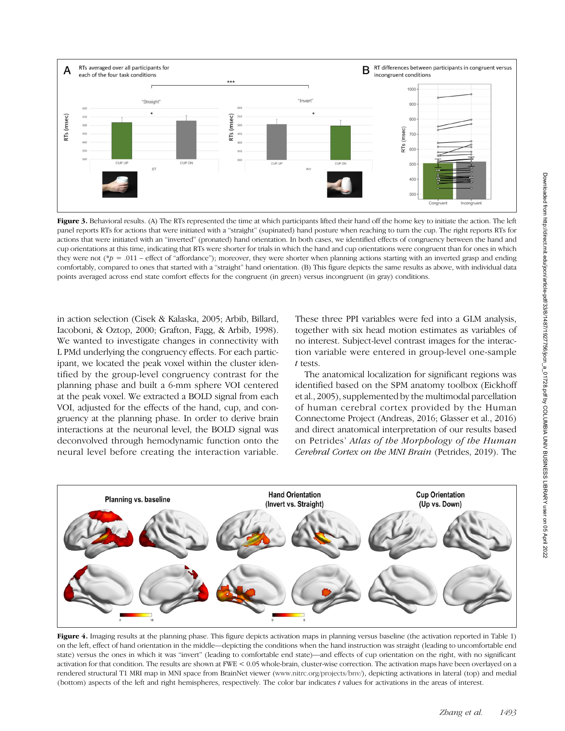Figure 3. Behavioral results. (A) The RTs represented the time at which participants lifted their hand off the home key to initiate the action. The left panel reports RTs for actions that were initiated with a "straight" (supinated) hand posture when reaching to turn the cup. The right reports RTs for actions that were initiated with an "inverted" (pronated) hand orientation. In both cases, we identified effects of congruency between the hand and cup orientations at this time, indicating that RTs were shorter for trials in which the hand and cup orientations were congruent than for ones in which they were not (* $p$ = .011 – effect of "affordance"); moreover, they were shorter when planning actions starting with an inverted grasp and ending comfortably, compared to ones that started with a "straight" hand orientation. (B) This figure depicts the same results as above, with individual data points averaged across end state comfort effects for the congruent (in green) versus incongruent (in gray) conditions.

in action selection (Cisek & Kalaska, 2005; Arbib, Billard, Iacoboni, & Oztop, 2000; Grafton, Fagg, & Arbib, 1998). We wanted to investigate changes in connectivity with L PMd underlying the congruency effects. For each participant, we located the peak voxel within the cluster identified by the group-level congruency contrast for the planning phase and built a 6-mm sphere VOI centered at the peak voxel. We extracted a BOLD signal from each VOI, adjusted for the effects of the hand, cup, and congruency at the planning phase. In order to derive brain interactions at the neuronal level, the BOLD signal was deconvolved through hemodynamic function onto the neural level before creating the interaction variable. These three PPI variables were fed into a GLM analysis, together with six head motion estimates as variables of no interest. Subject-level contrast images for the interaction variable were entered in group-level one-sample $t$ tests.

The anatomical localization for significant regions was identified based on the SPM anatomy toolbox (Eickhoff et al., 2005), supplemented by the multimodal parcellation of human cerebral cortex provided by the Human Connectome Project (Andreas, 2016; Glasser et al., 2016) and direct anatomical interpretation of our results based on Petrides' *Atlas of the Morphology of the Human Cerebral Cortex on the MNI Brain* (Petrides, 2019). The

Figure 4. Imaging results at the planning phase. This figure depicts activation maps in planning versus baseline (the activation reported in Table 1) on the left, effect of hand orientation in the middle—depicting the conditions when the hand instruction was straight (leading to uncomfortable end state) versus the ones in which it was "invert" (leading to comfortable end state)—and effects of cup orientation on the right, with no significant activation for that condition. The results are shown at FWE < 0.05 whole-brain, cluster-wise correction. The activation maps have been overlayed on a rendered structural T1 MRI map in MNI space from BrainNet viewer (www.nitrc.org/projects/bnv/), depicting activations in lateral (top) and medial (bottom) aspects of the left and right hemispheres, respectively. The color bar indicates $t$ values for activations in the areas of interest.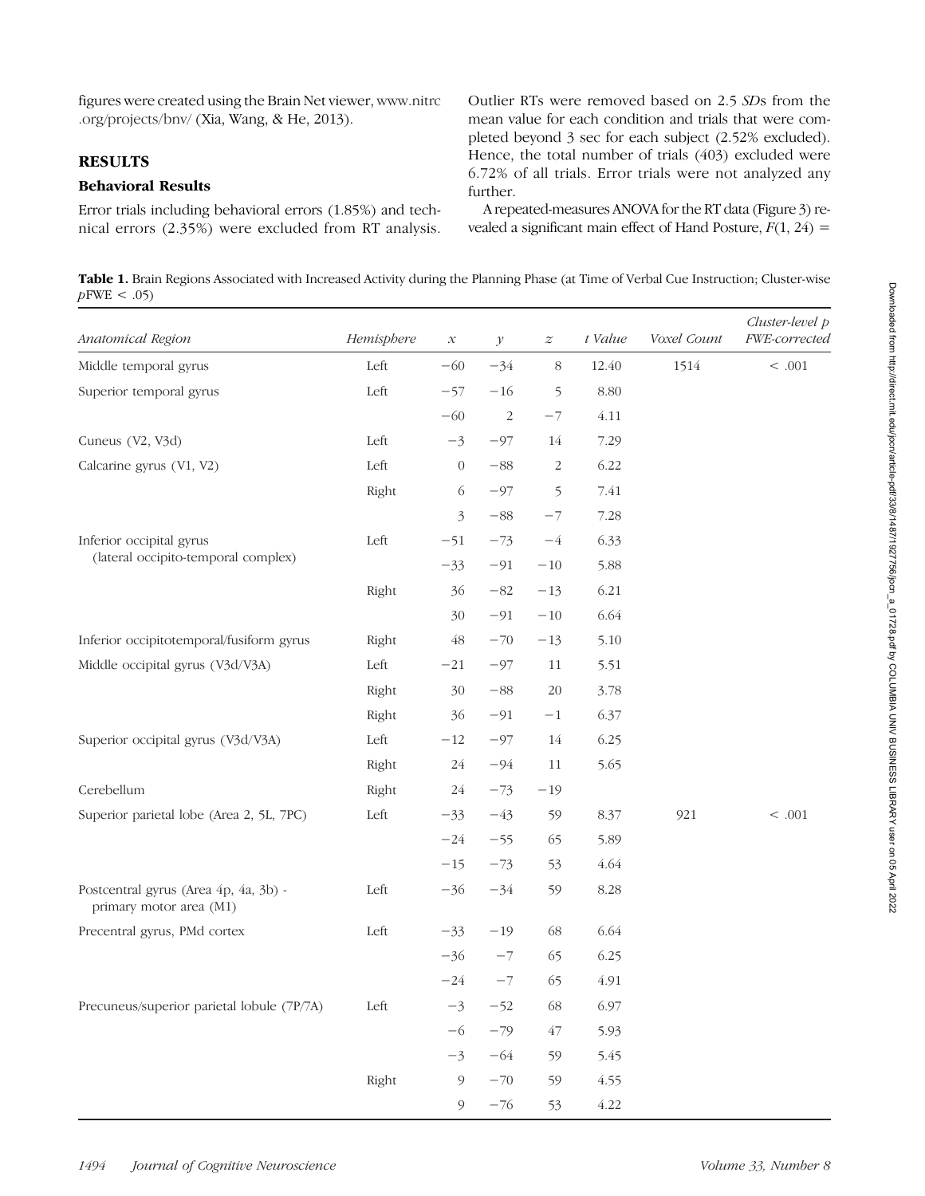figures were created using the Brain Net viewer, www.nitrc.org/projects/bnv/ (Xia, Wang, & He, 2013).

## RESULTS

### Behavioral Results

Error trials including behavioral errors (1.85%) and technical errors (2.35%) were excluded from RT analysis. Outlier RTs were removed based on 2.5 *SD*s from the mean value for each condition and trials that were completed beyond 3 sec for each subject (2.52% excluded). Hence, the total number of trials (403) excluded were 6.72% of all trials. Error trials were not analyzed any further.

A repeated-measures ANOVA for the RT data (Figure 3) revealed a significant main effect of Hand Posture, $F(1, 24) =$

**Table 1.** Brain Regions Associated with Increased Activity during the Planning Phase (at Time of Verbal Cue Instruction; Cluster-wise $p$FWE < .05)

| *Anatomical Region* | *Hemisphere* | $x$ | $y$ | $z$ | *t Value* | *Voxel Count* | *Cluster-level p FWE-corrected* |
|---|---|---|---|---|---|---|---|
| Middle temporal gyrus | Left | −60 | −34 | 8 | 12.40 | 1514 | < .001 |
| Superior temporal gyrus | Left | −57 | −16 | 5 | 8.80 | | |
| | | −60 | 2 | −7 | 4.11 | | |
| Cuneus (V2, V3d) | Left | −3 | −97 | 14 | 7.29 | | |
| Calcarine gyrus (V1, V2) | Left | 0 | −88 | 2 | 6.22 | | |
| | Right | 6 | −97 | 5 | 7.41 | | |
| | | 3 | −88 | −7 | 7.28 | | |
| Inferior occipital gyrus (lateral occipito-temporal complex) | Left | −51 | −73 | −4 | 6.33 | | |
| | | −33 | −91 | −10 | 5.88 | | |
| | Right | 36 | −82 | −13 | 6.21 | | |
| | | 30 | −91 | −10 | 6.64 | | |
| Inferior occipitotemporal/fusiform gyrus | Right | 48 | −70 | −13 | 5.10 | | |
| Middle occipital gyrus (V3d/V3A) | Left | −21 | −97 | 11 | 5.51 | | |
| | Right | 30 | −88 | 20 | 3.78 | | |
| | Right | 36 | −91 | −1 | 6.37 | | |
| Superior occipital gyrus (V3d/V3A) | Left | −12 | −97 | 14 | 6.25 | | |
| | Right | 24 | −94 | 11 | 5.65 | | |
| Cerebellum | Right | 24 | −73 | −19 | | | |
| Superior parietal lobe (Area 2, 5L, 7PC) | Left | −33 | −43 | 59 | 8.37 | 921 | < .001 |
| | | −24 | −55 | 65 | 5.89 | | |
| | | −15 | −73 | 53 | 4.64 | | |
| Postcentral gyrus (Area 4p, 4a, 3b) - primary motor area (M1) | Left | −36 | −34 | 59 | 8.28 | | |
| Precentral gyrus, PMd cortex | Left | −33 | −19 | 68 | 6.64 | | |
| | | −36 | −7 | 65 | 6.25 | | |
| | | −24 | −7 | 65 | 4.91 | | |
| Precuneus/superior parietal lobule (7P/7A) | Left | −3 | −52 | 68 | 6.97 | | |
| | | −6 | −79 | 47 | 5.93 | | |
| | | −3 | −64 | 59 | 5.45 | | |
| | Right | 9 | −70 | 59 | 4.55 | | |
| | | 9 | −76 | 53 | 4.22 | | |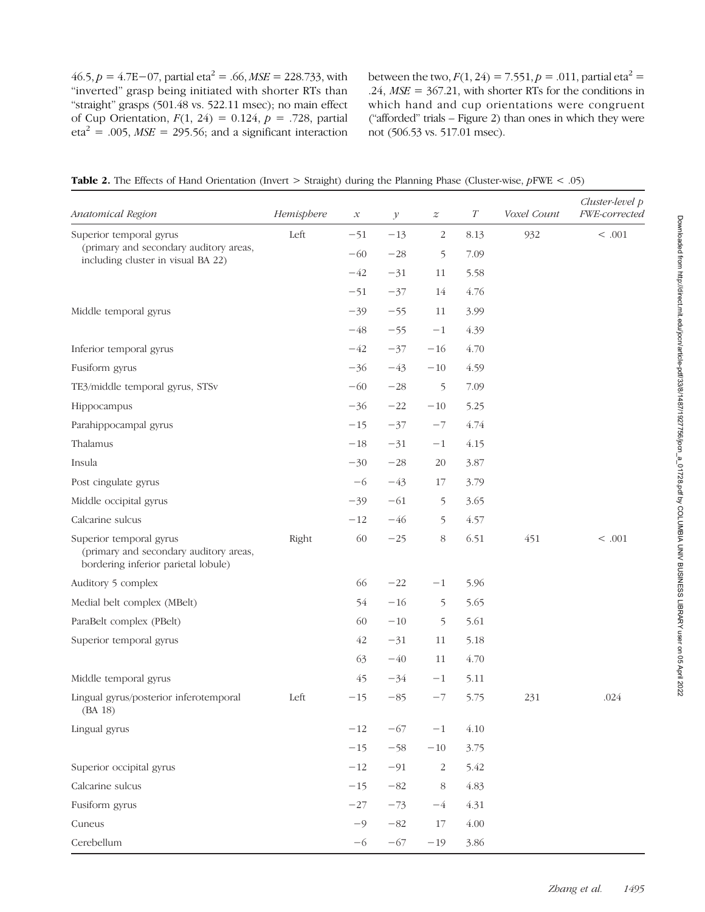46.5, $p$ = 4.7E−07, partial eta$^2$ = .66, $MSE$ = 228.733, with "inverted" grasp being initiated with shorter RTs than "straight" grasps (501.48 vs. 522.11 msec); no main effect of Cup Orientation, $F(1, 24)$ = 0.124, $p$ = .728, partial eta$^2$ = .005, $MSE$ = 295.56; and a significant interaction between the two, $F(1, 24)$ = 7.551, $p$ = .011, partial eta$^2$ = .24, $MSE$ = 367.21, with shorter RTs for the conditions in which hand and cup orientations were congruent ("afforded" trials – Figure 2) than ones in which they were not (506.53 vs. 517.01 msec).

**Table 2.** The Effects of Hand Orientation (Invert > Straight) during the Planning Phase (Cluster-wise, $p$FWE < .05)

| *Anatomical Region* | *Hemisphere* | *x* | *y* | *z* | *T* | *Voxel Count* | *Cluster-level p FWE-corrected* |
|---|---|---|---|---|---|---|---|
| Superior temporal gyrus (primary and secondary auditory areas, including cluster in visual BA 22) | Left | −51 | −13 | 2 | 8.13 | 932 | < .001 |
| | | −60 | −28 | 5 | 7.09 | | |
| | | −42 | −31 | 11 | 5.58 | | |
| | | −51 | −37 | 14 | 4.76 | | |
| Middle temporal gyrus | | −39 | −55 | 11 | 3.99 | | |
| | | −48 | −55 | −1 | 4.39 | | |
| Inferior temporal gyrus | | −42 | −37 | −16 | 4.70 | | |
| Fusiform gyrus | | −36 | −43 | −10 | 4.59 | | |
| TE3/middle temporal gyrus, STSv | | −60 | −28 | 5 | 7.09 | | |
| Hippocampus | | −36 | −22 | −10 | 5.25 | | |
| Parahippocampal gyrus | | −15 | −37 | −7 | 4.74 | | |
| Thalamus | | −18 | −31 | −1 | 4.15 | | |
| Insula | | −30 | −28 | 20 | 3.87 | | |
| Post cingulate gyrus | | −6 | −43 | 17 | 3.79 | | |
| Middle occipital gyrus | | −39 | −61 | 5 | 3.65 | | |
| Calcarine sulcus | | −12 | −46 | 5 | 4.57 | | |
| Superior temporal gyrus (primary and secondary auditory areas, bordering inferior parietal lobule) | Right | 60 | −25 | 8 | 6.51 | 451 | < .001 |
| Auditory 5 complex | | 66 | −22 | −1 | 5.96 | | |
| Medial belt complex (MBelt) | | 54 | −16 | 5 | 5.65 | | |
| ParaBelt complex (PBelt) | | 60 | −10 | 5 | 5.61 | | |
| Superior temporal gyrus | | 42 | −31 | 11 | 5.18 | | |
| | | 63 | −40 | 11 | 4.70 | | |
| Middle temporal gyrus | | 45 | −34 | −1 | 5.11 | | |
| Lingual gyrus/posterior inferotemporal (BA 18) | Left | −15 | −85 | −7 | 5.75 | 231 | .024 |
| Lingual gyrus | | −12 | −67 | −1 | 4.10 | | |
| | | −15 | −58 | −10 | 3.75 | | |
| Superior occipital gyrus | | −12 | −91 | 2 | 5.42 | | |
| Calcarine sulcus | | −15 | −82 | 8 | 4.83 | | |
| Fusiform gyrus | | −27 | −73 | −4 | 4.31 | | |
| Cuneus | | −9 | −82 | 17 | 4.00 | | |
| Cerebellum | | −6 | −67 | −19 | 3.86 | | |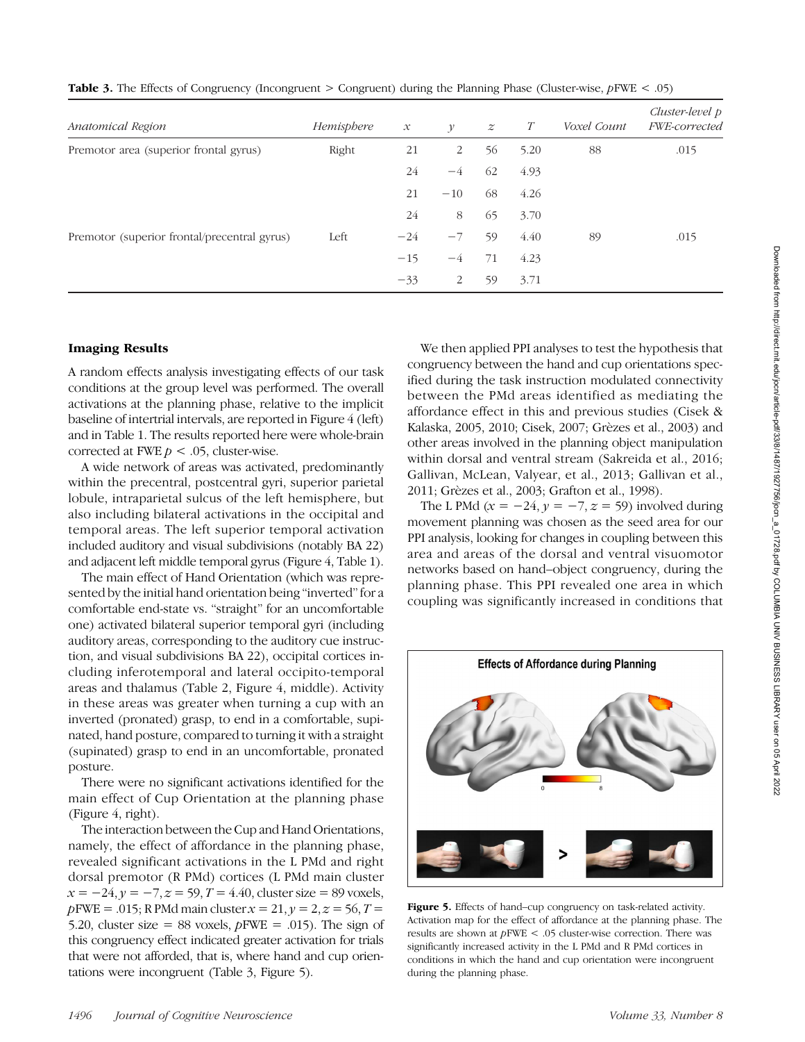**Table 3.** The Effects of Congruency (Incongruent > Congruent) during the Planning Phase (Cluster-wise, *p*FWE < .05)

| Anatomical Region | Hemisphere | $x$ | $y$ | $z$ | $T$ | Voxel Count | Cluster-level p FWE-corrected |
|---|---|---|---|---|---|---|---|
| Premotor area (superior frontal gyrus) | Right | 21 | 2 | 56 | 5.20 | 88 | .015 |
| | | 24 | −4 | 62 | 4.93 | | |
| | | 21 | −10 | 68 | 4.26 | | |
| | | 24 | 8 | 65 | 3.70 | | |
| Premotor (superior frontal/precentral gyrus) | Left | −24 | −7 | 59 | 4.40 | 89 | .015 |
| | | −15 | −4 | 71 | 4.23 | | |
| | | −33 | 2 | 59 | 3.71 | | |

### Imaging Results

A random effects analysis investigating effects of our task conditions at the group level was performed. The overall activations at the planning phase, relative to the implicit baseline of intertrial intervals, are reported in Figure 4 (left) and in Table 1. The results reported here were whole-brain corrected at FWE $p < .05$, cluster-wise.

A wide network of areas was activated, predominantly within the precentral, postcentral gyri, superior parietal lobule, intraparietal sulcus of the left hemisphere, but also including bilateral activations in the occipital and temporal areas. The left superior temporal activation included auditory and visual subdivisions (notably BA 22) and adjacent left middle temporal gyrus (Figure 4, Table 1).

The main effect of Hand Orientation (which was represented by the initial hand orientation being "inverted" for a comfortable end-state vs. "straight" for an uncomfortable one) activated bilateral superior temporal gyri (including auditory areas, corresponding to the auditory cue instruction, and visual subdivisions BA 22), occipital cortices including inferotemporal and lateral occipito-temporal areas and thalamus (Table 2, Figure 4, middle). Activity in these areas was greater when turning a cup with an inverted (pronated) grasp, to end in a comfortable, supinated, hand posture, compared to turning it with a straight (supinated) grasp to end in an uncomfortable, pronated posture.

There were no significant activations identified for the main effect of Cup Orientation at the planning phase (Figure 4, right).

The interaction between the Cup and Hand Orientations, namely, the effect of affordance in the planning phase, revealed significant activations in the L PMd and right dorsal premotor (R PMd) cortices (L PMd main cluster $x = -24, y = -7, z = 59, T = 4.40$, cluster size = 89 voxels, *p*FWE = .015; R PMd main cluster $x = 21, y = 2, z = 56, T = 5.20$, cluster size = 88 voxels, *p*FWE = .015). The sign of this congruency effect indicated greater activation for trials that were not afforded, that is, where hand and cup orientations were incongruent (Table 3, Figure 5).

We then applied PPI analyses to test the hypothesis that congruency between the hand and cup orientations specified during the task instruction modulated connectivity between the PMd areas identified as mediating the affordance effect in this and previous studies (Cisek & Kalaska, 2005, 2010; Cisek, 2007; Grèzes et al., 2003) and other areas involved in the planning object manipulation within dorsal and ventral stream (Sakreida et al., 2016; Gallivan, McLean, Valyear, et al., 2013; Gallivan et al., 2011; Grèzes et al., 2003; Grafton et al., 1998).

The L PMd ($x = -24, y = -7, z = 59$) involved during movement planning was chosen as the seed area for our PPI analysis, looking for changes in coupling between this area and areas of the dorsal and ventral visuomotor networks based on hand–object congruency, during the planning phase. This PPI revealed one area in which coupling was significantly increased in conditions that

**Figure 5.** Effects of hand–cup congruency on task-related activity. Activation map for the effect of affordance at the planning phase. The results are shown at *p*FWE < .05 cluster-wise correction. There was significantly increased activity in the L PMd and R PMd cortices in conditions in which the hand and cup orientation were incongruent during the planning phase.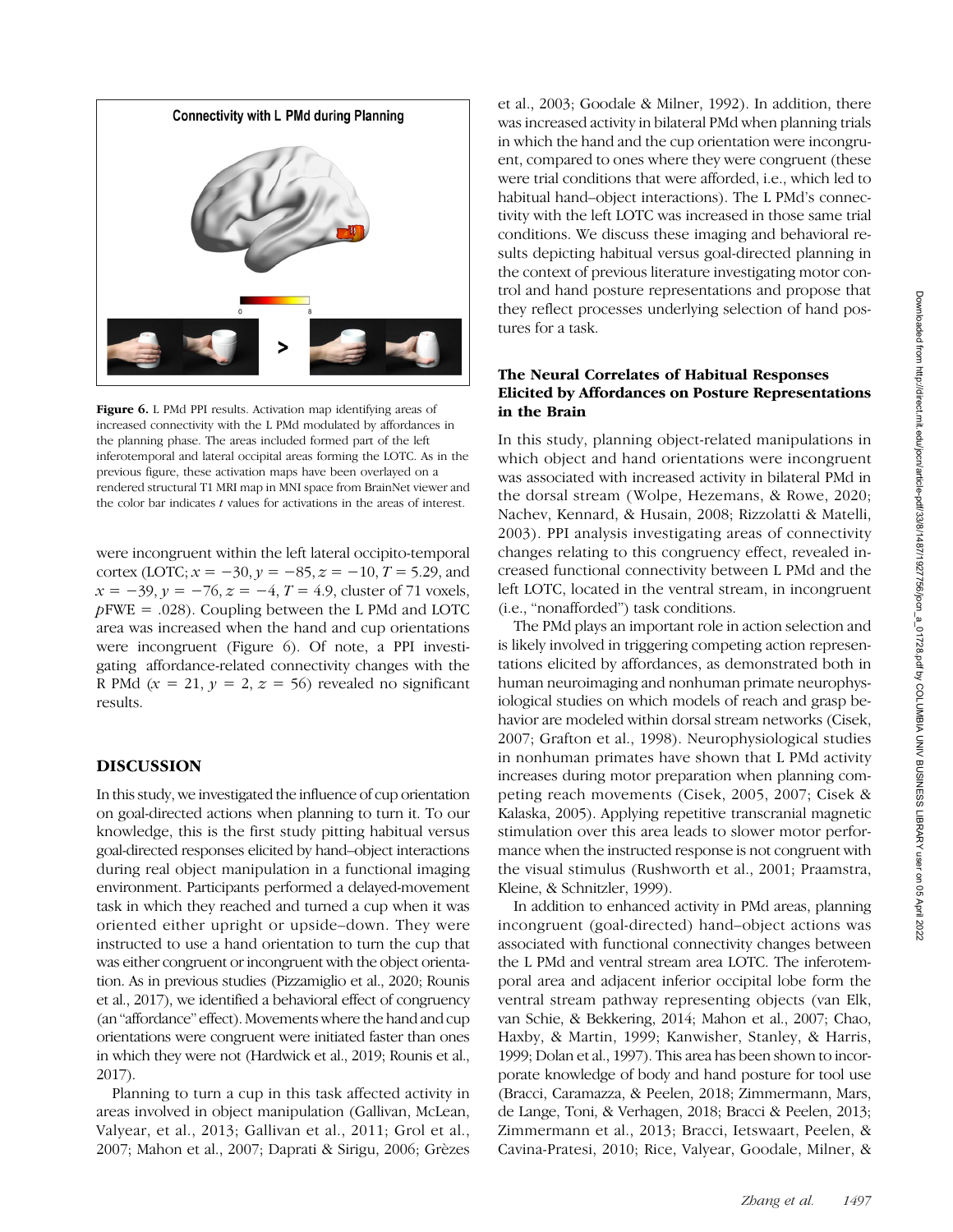Connectivity with L PMd during Planning

**Figure 6.** L PMd PPI results. Activation map identifying areas of increased connectivity with the L PMd modulated by affordances in the planning phase. The areas included formed part of the left inferotemporal and lateral occipital areas forming the LOTC. As in the previous figure, these activation maps have been overlayed on a rendered structural T1 MRI map in MNI space from BrainNet viewer and the color bar indicates *t* values for activations in the areas of interest.

were incongruent within the left lateral occipito-temporal cortex (LOTC; $x = -30, y = -85, z = -10, T = 5.29$, and $x = -39, y = -76, z = -4, T = 4.9$, cluster of 71 voxels, $p\text{FWE} = .028$). Coupling between the L PMd and LOTC area was increased when the hand and cup orientations were incongruent (Figure 6). Of note, a PPI investigating affordance-related connectivity changes with the R PMd ($x = 21, y = 2, z = 56$) revealed no significant results.

## DISCUSSION

In this study, we investigated the influence of cup orientation on goal-directed actions when planning to turn it. To our knowledge, this is the first study pitting habitual versus goal-directed responses elicited by hand–object interactions during real object manipulation in a functional imaging environment. Participants performed a delayed-movement task in which they reached and turned a cup when it was oriented either upright or upside–down. They were instructed to use a hand orientation to turn the cup that was either congruent or incongruent with the object orientation. As in previous studies (Pizzamiglio et al., 2020; Rounis et al., 2017), we identified a behavioral effect of congruency (an "affordance" effect). Movements where the hand and cup orientations were congruent were initiated faster than ones in which they were not (Hardwick et al., 2019; Rounis et al., 2017).

Planning to turn a cup in this task affected activity in areas involved in object manipulation (Gallivan, McLean, Valyear, et al., 2013; Gallivan et al., 2011; Grol et al., 2007; Mahon et al., 2007; Daprati & Sirigu, 2006; Grèzes et al., 2003; Goodale & Milner, 1992). In addition, there was increased activity in bilateral PMd when planning trials in which the hand and the cup orientation were incongruent, compared to ones where they were congruent (these were trial conditions that were afforded, i.e., which led to habitual hand–object interactions). The L PMd's connectivity with the left LOTC was increased in those same trial conditions. We discuss these imaging and behavioral results depicting habitual versus goal-directed planning in the context of previous literature investigating motor control and hand posture representations and propose that they reflect processes underlying selection of hand postures for a task.

### The Neural Correlates of Habitual Responses Elicited by Affordances on Posture Representations in the Brain

In this study, planning object-related manipulations in which object and hand orientations were incongruent was associated with increased activity in bilateral PMd in the dorsal stream (Wolpe, Hezemans, & Rowe, 2020; Nachev, Kennard, & Husain, 2008; Rizzolatti & Matelli, 2003). PPI analysis investigating areas of connectivity changes relating to this congruency effect, revealed increased functional connectivity between L PMd and the left LOTC, located in the ventral stream, in incongruent (i.e., "nonafforded") task conditions.

The PMd plays an important role in action selection and is likely involved in triggering competing action representations elicited by affordances, as demonstrated both in human neuroimaging and nonhuman primate neurophysiological studies on which models of reach and grasp behavior are modeled within dorsal stream networks (Cisek, 2007; Grafton et al., 1998). Neurophysiological studies in nonhuman primates have shown that L PMd activity increases during motor preparation when planning competing reach movements (Cisek, 2005, 2007; Cisek & Kalaska, 2005). Applying repetitive transcranial magnetic stimulation over this area leads to slower motor performance when the instructed response is not congruent with the visual stimulus (Rushworth et al., 2001; Praamstra, Kleine, & Schnitzler, 1999).

In addition to enhanced activity in PMd areas, planning incongruent (goal-directed) hand–object actions was associated with functional connectivity changes between the L PMd and ventral stream area LOTC. The inferotemporal area and adjacent inferior occipital lobe form the ventral stream pathway representing objects (van Elk, van Schie, & Bekkering, 2014; Mahon et al., 2007; Chao, Haxby, & Martin, 1999; Kanwisher, Stanley, & Harris, 1999; Dolan et al., 1997). This area has been shown to incorporate knowledge of body and hand posture for tool use (Bracci, Caramazza, & Peelen, 2018; Zimmermann, Mars, de Lange, Toni, & Verhagen, 2018; Bracci & Peelen, 2013; Zimmermann et al., 2013; Bracci, Ietswaart, Peelen, & Cavina-Pratesi, 2010; Rice, Valyear, Goodale, Milner, &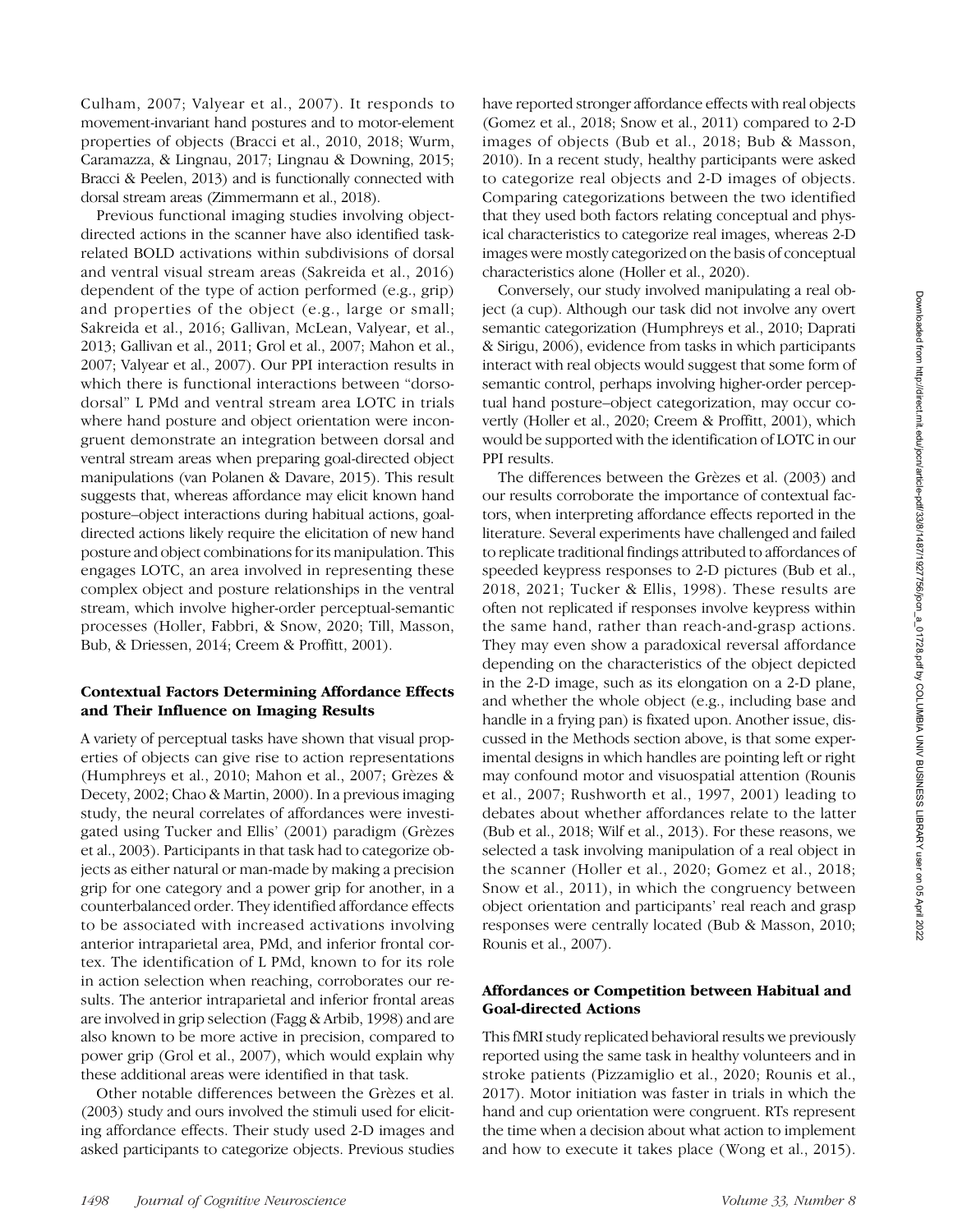Culham, 2007; Valyear et al., 2007). It responds to movement-invariant hand postures and to motor-element properties of objects (Bracci et al., 2010, 2018; Wurm, Caramazza, & Lingnau, 2017; Lingnau & Downing, 2015; Bracci & Peelen, 2013) and is functionally connected with dorsal stream areas (Zimmermann et al., 2018).

Previous functional imaging studies involving object-directed actions in the scanner have also identified task-related BOLD activations within subdivisions of dorsal and ventral visual stream areas (Sakreida et al., 2016) dependent of the type of action performed (e.g., grip) and properties of the object (e.g., large or small; Sakreida et al., 2016; Gallivan, McLean, Valyear, et al., 2013; Gallivan et al., 2011; Grol et al., 2007; Mahon et al., 2007; Valyear et al., 2007). Our PPI interaction results in which there is functional interactions between "dorso-dorsal" L PMd and ventral stream area LOTC in trials where hand posture and object orientation were incongruent demonstrate an integration between dorsal and ventral stream areas when preparing goal-directed object manipulations (van Polanen & Davare, 2015). This result suggests that, whereas affordance may elicit known hand posture–object interactions during habitual actions, goal-directed actions likely require the elicitation of new hand posture and object combinations for its manipulation. This engages LOTC, an area involved in representing these complex object and posture relationships in the ventral stream, which involve higher-order perceptual-semantic processes (Holler, Fabbri, & Snow, 2020; Till, Masson, Bub, & Driessen, 2014; Creem & Proffitt, 2001).

### Contextual Factors Determining Affordance Effects and Their Influence on Imaging Results

A variety of perceptual tasks have shown that visual properties of objects can give rise to action representations (Humphreys et al., 2010; Mahon et al., 2007; Grèzes & Decety, 2002; Chao & Martin, 2000). In a previous imaging study, the neural correlates of affordances were investigated using Tucker and Ellis' (2001) paradigm (Grèzes et al., 2003). Participants in that task had to categorize objects as either natural or man-made by making a precision grip for one category and a power grip for another, in a counterbalanced order. They identified affordance effects to be associated with increased activations involving anterior intraparietal area, PMd, and inferior frontal cortex. The identification of L PMd, known to for its role in action selection when reaching, corroborates our results. The anterior intraparietal and inferior frontal areas are involved in grip selection (Fagg & Arbib, 1998) and are also known to be more active in precision, compared to power grip (Grol et al., 2007), which would explain why these additional areas were identified in that task.

Other notable differences between the Grèzes et al. (2003) study and ours involved the stimuli used for eliciting affordance effects. Their study used 2-D images and asked participants to categorize objects. Previous studies have reported stronger affordance effects with real objects (Gomez et al., 2018; Snow et al., 2011) compared to 2-D images of objects (Bub et al., 2018; Bub & Masson, 2010). In a recent study, healthy participants were asked to categorize real objects and 2-D images of objects. Comparing categorizations between the two identified that they used both factors relating conceptual and physical characteristics to categorize real images, whereas 2-D images were mostly categorized on the basis of conceptual characteristics alone (Holler et al., 2020).

Conversely, our study involved manipulating a real object (a cup). Although our task did not involve any overt semantic categorization (Humphreys et al., 2010; Daprati & Sirigu, 2006), evidence from tasks in which participants interact with real objects would suggest that some form of semantic control, perhaps involving higher-order perceptual hand posture–object categorization, may occur covertly (Holler et al., 2020; Creem & Proffitt, 2001), which would be supported with the identification of LOTC in our PPI results.

The differences between the Grèzes et al. (2003) and our results corroborate the importance of contextual factors, when interpreting affordance effects reported in the literature. Several experiments have challenged and failed to replicate traditional findings attributed to affordances of speeded keypress responses to 2-D pictures (Bub et al., 2018, 2021; Tucker & Ellis, 1998). These results are often not replicated if responses involve keypress within the same hand, rather than reach-and-grasp actions. They may even show a paradoxical reversal affordance depending on the characteristics of the object depicted in the 2-D image, such as its elongation on a 2-D plane, and whether the whole object (e.g., including base and handle in a frying pan) is fixated upon. Another issue, discussed in the Methods section above, is that some experimental designs in which handles are pointing left or right may confound motor and visuospatial attention (Rounis et al., 2007; Rushworth et al., 1997, 2001) leading to debates about whether affordances relate to the latter (Bub et al., 2018; Wilf et al., 2013). For these reasons, we selected a task involving manipulation of a real object in the scanner (Holler et al., 2020; Gomez et al., 2018; Snow et al., 2011), in which the congruency between object orientation and participants' real reach and grasp responses were centrally located (Bub & Masson, 2010; Rounis et al., 2007).

### Affordances or Competition between Habitual and Goal-directed Actions

This fMRI study replicated behavioral results we previously reported using the same task in healthy volunteers and in stroke patients (Pizzamiglio et al., 2020; Rounis et al., 2017). Motor initiation was faster in trials in which the hand and cup orientation were congruent. RTs represent the time when a decision about what action to implement and how to execute it takes place (Wong et al., 2015).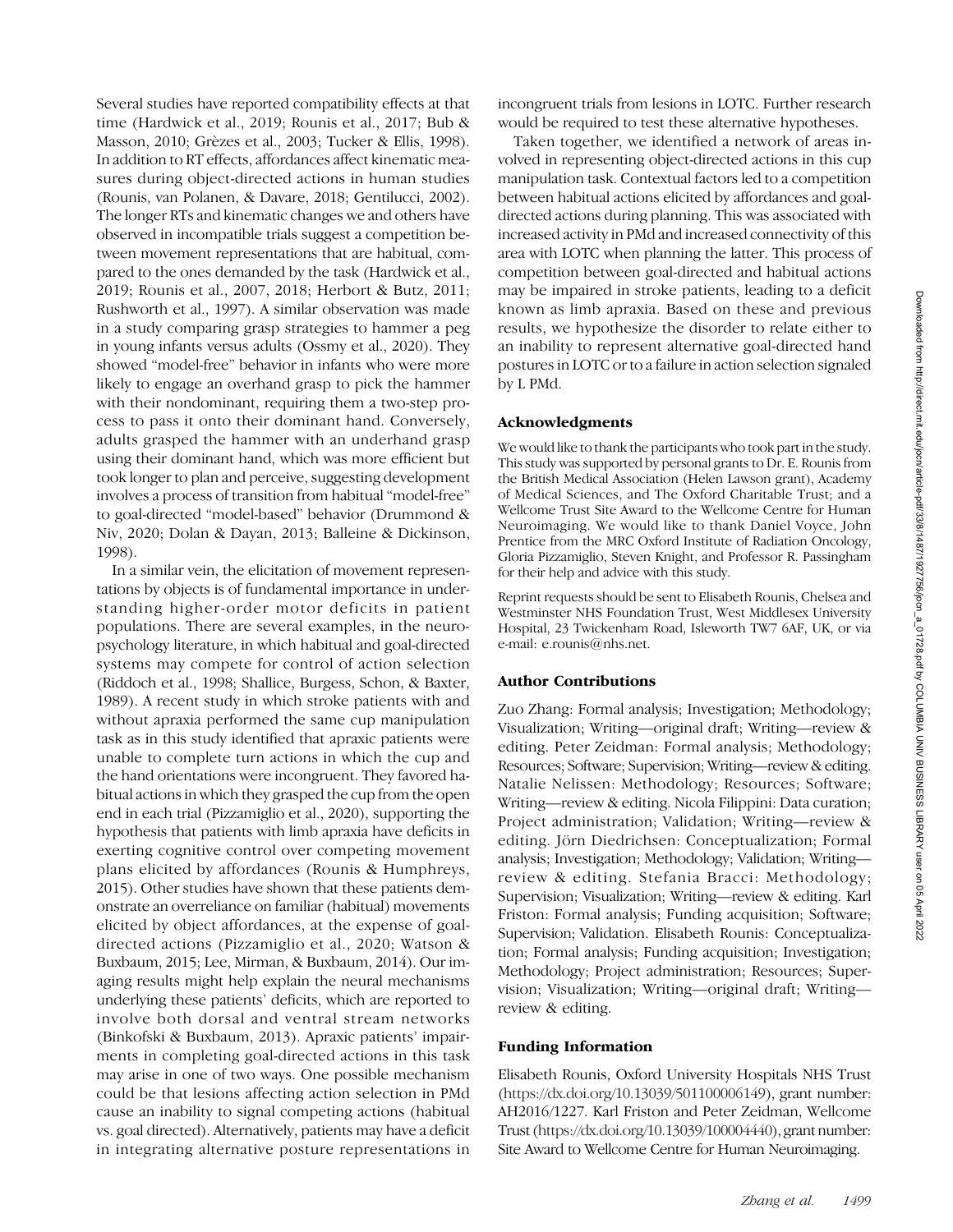Several studies have reported compatibility effects at that time (Hardwick et al., 2019; Rounis et al., 2017; Bub & Masson, 2010; Grèzes et al., 2003; Tucker & Ellis, 1998). In addition to RT effects, affordances affect kinematic measures during object-directed actions in human studies (Rounis, van Polanen, & Davare, 2018; Gentilucci, 2002). The longer RTs and kinematic changes we and others have observed in incompatible trials suggest a competition between movement representations that are habitual, compared to the ones demanded by the task (Hardwick et al., 2019; Rounis et al., 2007, 2018; Herbort & Butz, 2011; Rushworth et al., 1997). A similar observation was made in a study comparing grasp strategies to hammer a peg in young infants versus adults (Ossmy et al., 2020). They showed "model-free" behavior in infants who were more likely to engage an overhand grasp to pick the hammer with their nondominant, requiring them a two-step process to pass it onto their dominant hand. Conversely, adults grasped the hammer with an underhand grasp using their dominant hand, which was more efficient but took longer to plan and perceive, suggesting development involves a process of transition from habitual "model-free" to goal-directed "model-based" behavior (Drummond & Niv, 2020; Dolan & Dayan, 2013; Balleine & Dickinson, 1998).

In a similar vein, the elicitation of movement representations by objects is of fundamental importance in understanding higher-order motor deficits in patient populations. There are several examples, in the neuropsychology literature, in which habitual and goal-directed systems may compete for control of action selection (Riddoch et al., 1998; Shallice, Burgess, Schon, & Baxter, 1989). A recent study in which stroke patients with and without apraxia performed the same cup manipulation task as in this study identified that apraxic patients were unable to complete turn actions in which the cup and the hand orientations were incongruent. They favored habitual actions in which they grasped the cup from the open end in each trial (Pizzamiglio et al., 2020), supporting the hypothesis that patients with limb apraxia have deficits in exerting cognitive control over competing movement plans elicited by affordances (Rounis & Humphreys, 2015). Other studies have shown that these patients demonstrate an overreliance on familiar (habitual) movements elicited by object affordances, at the expense of goal-directed actions (Pizzamiglio et al., 2020; Watson & Buxbaum, 2015; Lee, Mirman, & Buxbaum, 2014). Our imaging results might help explain the neural mechanisms underlying these patients' deficits, which are reported to involve both dorsal and ventral stream networks (Binkofski & Buxbaum, 2013). Apraxic patients' impairments in completing goal-directed actions in this task may arise in one of two ways. One possible mechanism could be that lesions affecting action selection in PMd cause an inability to signal competing actions (habitual vs. goal directed). Alternatively, patients may have a deficit in integrating alternative posture representations in incongruent trials from lesions in LOTC. Further research would be required to test these alternative hypotheses.

Taken together, we identified a network of areas involved in representing object-directed actions in this cup manipulation task. Contextual factors led to a competition between habitual actions elicited by affordances and goal-directed actions during planning. This was associated with increased activity in PMd and increased connectivity of this area with LOTC when planning the latter. This process of competition between goal-directed and habitual actions may be impaired in stroke patients, leading to a deficit known as limb apraxia. Based on these and previous results, we hypothesize the disorder to relate either to an inability to represent alternative goal-directed hand postures in LOTC or to a failure in action selection signaled by L PMd.

### Acknowledgments

We would like to thank the participants who took part in the study. This study was supported by personal grants to Dr. E. Rounis from the British Medical Association (Helen Lawson grant), Academy of Medical Sciences, and The Oxford Charitable Trust; and a Wellcome Trust Site Award to the Wellcome Centre for Human Neuroimaging. We would like to thank Daniel Voyce, John Prentice from the MRC Oxford Institute of Radiation Oncology, Gloria Pizzamiglio, Steven Knight, and Professor R. Passingham for their help and advice with this study.

Reprint requests should be sent to Elisabeth Rounis, Chelsea and Westminster NHS Foundation Trust, West Middlesex University Hospital, 23 Twickenham Road, Isleworth TW7 6AF, UK, or via e-mail: e.rounis@nhs.net.

### Author Contributions

Zuo Zhang: Formal analysis; Investigation; Methodology; Visualization; Writing—original draft; Writing—review & editing. Peter Zeidman: Formal analysis; Methodology; Resources; Software; Supervision; Writing—review & editing. Natalie Nelissen: Methodology; Resources; Software; Writing—review & editing. Nicola Filippini: Data curation; Project administration; Validation; Writing—review & editing. Jörn Diedrichsen: Conceptualization; Formal analysis; Investigation; Methodology; Validation; Writing—review & editing. Stefania Bracci: Methodology; Supervision; Visualization; Writing—review & editing. Karl Friston: Formal analysis; Funding acquisition; Software; Supervision; Validation. Elisabeth Rounis: Conceptualization; Formal analysis; Funding acquisition; Investigation; Methodology; Project administration; Resources; Supervision; Visualization; Writing—original draft; Writing—review & editing.

### Funding Information

Elisabeth Rounis, Oxford University Hospitals NHS Trust (https://dx.doi.org/10.13039/501100006149), grant number: AH2016/1227. Karl Friston and Peter Zeidman, Wellcome Trust (https://dx.doi.org/10.13039/100004440), grant number: Site Award to Wellcome Centre for Human Neuroimaging.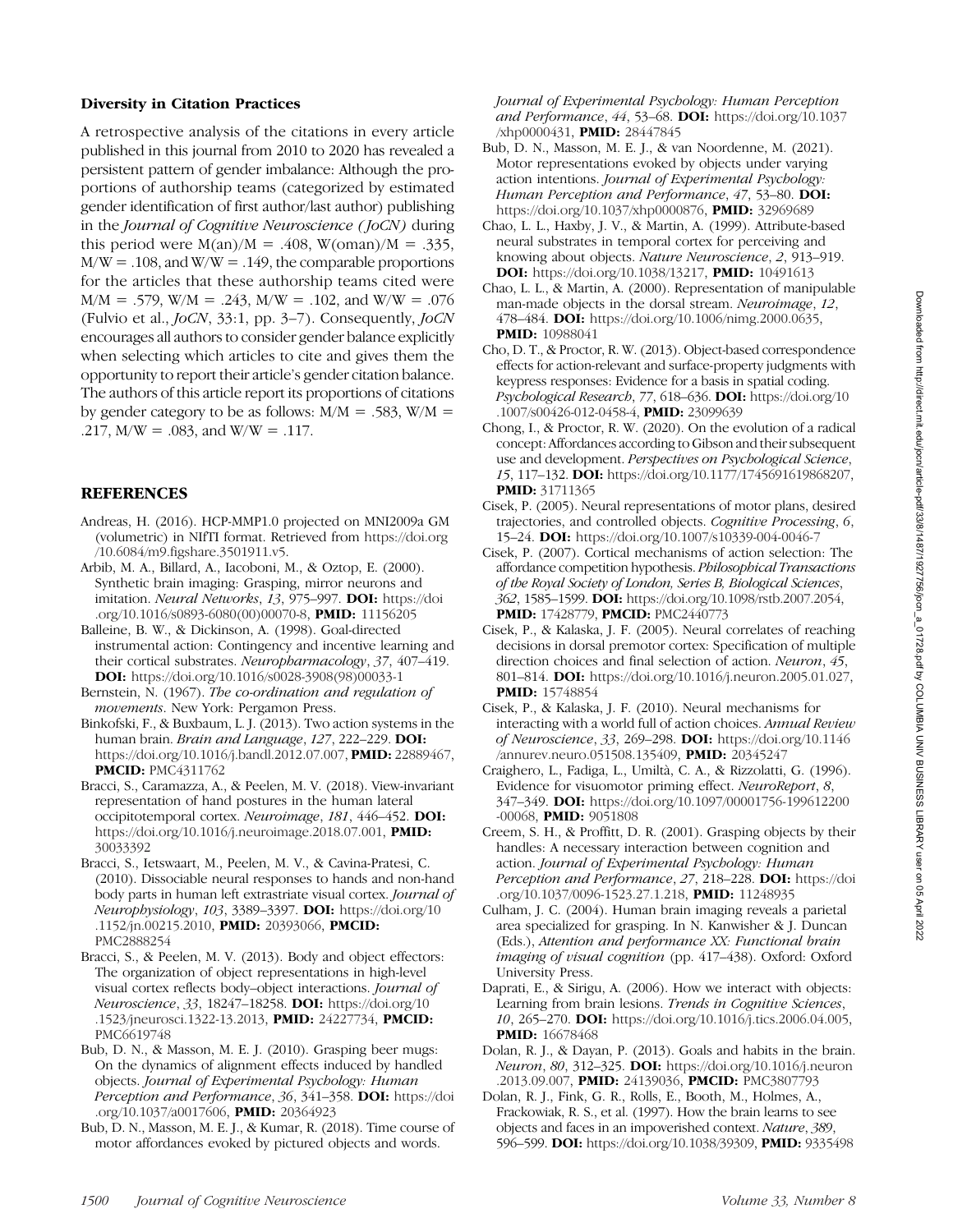### Diversity in Citation Practices

A retrospective analysis of the citations in every article published in this journal from 2010 to 2020 has revealed a persistent pattern of gender imbalance: Although the proportions of authorship teams (categorized by estimated gender identification of first author/last author) publishing in the *Journal of Cognitive Neuroscience (JoCN)* during this period were M(an)/M = .408, W(oman)/M = .335, M/W = .108, and W/W = .149, the comparable proportions for the articles that these authorship teams cited were M/M = .579, W/M = .243, M/W = .102, and W/W = .076 (Fulvio et al., *JoCN*, 33:1, pp. 3–7). Consequently, *JoCN* encourages all authors to consider gender balance explicitly when selecting which articles to cite and gives them the opportunity to report their article's gender citation balance. The authors of this article report its proportions of citations by gender category to be as follows: M/M = .583, W/M = .217, M/W = .083, and W/W = .117.

## REFERENCES

Andreas, H. (2016). HCP-MMP1.0 projected on MNI2009a GM (volumetric) in NIfTI format. Retrieved from https://doi.org/10.6084/m9.figshare.3501911.v5.

Arbib, M. A., Billard, A., Iacoboni, M., & Oztop, E. (2000). Synthetic brain imaging: Grasping, mirror neurons and imitation. *Neural Networks*, *13*, 975–997. **DOI:** https://doi.org/10.1016/s0893-6080(00)00070-8, **PMID:** 11156205

Balleine, B. W., & Dickinson, A. (1998). Goal-directed instrumental action: Contingency and incentive learning and their cortical substrates. *Neuropharmacology*, *37*, 407–419. **DOI:** https://doi.org/10.1016/s0028-3908(98)00033-1

Bernstein, N. (1967). *The co-ordination and regulation of movements*. New York: Pergamon Press.

Binkofski, F., & Buxbaum, L. J. (2013). Two action systems in the human brain. *Brain and Language*, *127*, 222–229. **DOI:** https://doi.org/10.1016/j.bandl.2012.07.007, **PMID:** 22889467, **PMCID:** PMC4311762

Bracci, S., Caramazza, A., & Peelen, M. V. (2018). View-invariant representation of hand postures in the human lateral occipitotemporal cortex. *Neuroimage*, *181*, 446–452. **DOI:** https://doi.org/10.1016/j.neuroimage.2018.07.001, **PMID:** 30033392

Bracci, S., Ietswaart, M., Peelen, M. V., & Cavina-Pratesi, C. (2010). Dissociable neural responses to hands and non-hand body parts in human left extrastriate visual cortex. *Journal of Neurophysiology*, *103*, 3389–3397. **DOI:** https://doi.org/10.1152/jn.00215.2010, **PMID:** 20393066, **PMCID:** PMC2888254

Bracci, S., & Peelen, M. V. (2013). Body and object effectors: The organization of object representations in high-level visual cortex reflects body–object interactions. *Journal of Neuroscience*, *33*, 18247–18258. **DOI:** https://doi.org/10.1523/jneurosci.1322-13.2013, **PMID:** 24227734, **PMCID:** PMC6619748

Bub, D. N., & Masson, M. E. J. (2010). Grasping beer mugs: On the dynamics of alignment effects induced by handled objects. *Journal of Experimental Psychology: Human Perception and Performance*, *36*, 341–358. **DOI:** https://doi.org/10.1037/a0017606, **PMID:** 20364923

Bub, D. N., Masson, M. E. J., & Kumar, R. (2018). Time course of motor affordances evoked by pictured objects and words. *Journal of Experimental Psychology: Human Perception and Performance*, *44*, 53–68. **DOI:** https://doi.org/10.1037/xhp0000431, **PMID:** 28447845

Bub, D. N., Masson, M. E. J., & van Noordenne, M. (2021). Motor representations evoked by objects under varying action intentions. *Journal of Experimental Psychology: Human Perception and Performance*, *47*, 53–80. **DOI:** https://doi.org/10.1037/xhp0000876, **PMID:** 32969689

Chao, L. L., Haxby, J. V., & Martin, A. (1999). Attribute-based neural substrates in temporal cortex for perceiving and knowing about objects. *Nature Neuroscience*, *2*, 913–919. **DOI:** https://doi.org/10.1038/13217, **PMID:** 10491613

Chao, L. L., & Martin, A. (2000). Representation of manipulable man-made objects in the dorsal stream. *Neuroimage*, *12*, 478–484. **DOI:** https://doi.org/10.1006/nimg.2000.0635, **PMID:** 10988041

Cho, D. T., & Proctor, R. W. (2013). Object-based correspondence effects for action-relevant and surface-property judgments with keypress responses: Evidence for a basis in spatial coding. *Psychological Research*, *77*, 618–636. **DOI:** https://doi.org/10.1007/s00426-012-0458-4, **PMID:** 23099639

Chong, I., & Proctor, R. W. (2020). On the evolution of a radical concept: Affordances according to Gibson and their subsequent use and development. *Perspectives on Psychological Science*, *15*, 117–132. **DOI:** https://doi.org/10.1177/1745691619868207, **PMID:** 31711365

Cisek, P. (2005). Neural representations of motor plans, desired trajectories, and controlled objects. *Cognitive Processing*, *6*, 15–24. **DOI:** https://doi.org/10.1007/s10339-004-0046-7

Cisek, P. (2007). Cortical mechanisms of action selection: The affordance competition hypothesis. *Philosophical Transactions of the Royal Society of London, Series B, Biological Sciences*, *362*, 1585–1599. **DOI:** https://doi.org/10.1098/rstb.2007.2054, **PMID:** 17428779, **PMCID:** PMC2440773

Cisek, P., & Kalaska, J. F. (2005). Neural correlates of reaching decisions in dorsal premotor cortex: Specification of multiple direction choices and final selection of action. *Neuron*, *45*, 801–814. **DOI:** https://doi.org/10.1016/j.neuron.2005.01.027, **PMID:** 15748854

Cisek, P., & Kalaska, J. F. (2010). Neural mechanisms for interacting with a world full of action choices. *Annual Review of Neuroscience*, *33*, 269–298. **DOI:** https://doi.org/10.1146/annurev.neuro.051508.135409, **PMID:** 20345247

Craighero, L., Fadiga, L., Umiltà, C. A., & Rizzolatti, G. (1996). Evidence for visuomotor priming effect. *NeuroReport*, *8*, 347–349. **DOI:** https://doi.org/10.1097/00001756-199612200-00068, **PMID:** 9051808

Creem, S. H., & Proffitt, D. R. (2001). Grasping objects by their handles: A necessary interaction between cognition and action. *Journal of Experimental Psychology: Human Perception and Performance*, *27*, 218–228. **DOI:** https://doi.org/10.1037/0096-1523.27.1.218, **PMID:** 11248935

Culham, J. C. (2004). Human brain imaging reveals a parietal area specialized for grasping. In N. Kanwisher & J. Duncan (Eds.), *Attention and performance XX: Functional brain imaging of visual cognition* (pp. 417–438). Oxford: Oxford University Press.

Daprati, E., & Sirigu, A. (2006). How we interact with objects: Learning from brain lesions. *Trends in Cognitive Sciences*, *10*, 265–270. **DOI:** https://doi.org/10.1016/j.tics.2006.04.005, **PMID:** 16678468

Dolan, R. J., & Dayan, P. (2013). Goals and habits in the brain. *Neuron*, *80*, 312–325. **DOI:** https://doi.org/10.1016/j.neuron.2013.09.007, **PMID:** 24139036, **PMCID:** PMC3807793

Dolan, R. J., Fink, G. R., Rolls, E., Booth, M., Holmes, A., Frackowiak, R. S., et al. (1997). How the brain learns to see objects and faces in an impoverished context. *Nature*, *389*, 596–599. **DOI:** https://doi.org/10.1038/39309, **PMID:** 9335498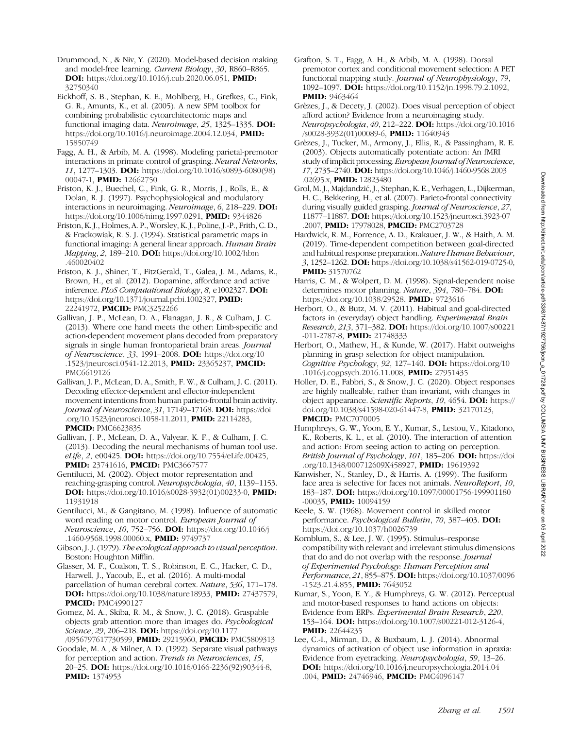Drummond, N., & Niv, Y. (2020). Model-based decision making and model-free learning. *Current Biology*, *30*, R860–R865. **DOI:** https://doi.org/10.1016/j.cub.2020.06.051, **PMID:** 32750340

Eickhoff, S. B., Stephan, K. E., Mohlberg, H., Grefkes, C., Fink, G. R., Amunts, K., et al. (2005). A new SPM toolbox for combining probabilistic cytoarchitectonic maps and functional imaging data. *Neuroimage*, *25*, 1325–1335. **DOI:** https://doi.org/10.1016/j.neuroimage.2004.12.034, **PMID:** 15850749

Fagg, A. H., & Arbib, M. A. (1998). Modeling parietal-premotor interactions in primate control of grasping. *Neural Networks*, *11*, 1277–1303. **DOI:** https://doi.org/10.1016/s0893-6080(98)00047-1, **PMID:** 12662750

Friston, K. J., Buechel, C., Fink, G. R., Morris, J., Rolls, E., & Dolan, R. J. (1997). Psychophysiological and modulatory interactions in neuroimaging. *Neuroimage*, *6*, 218–229. **DOI:** https://doi.org/10.1006/nimg.1997.0291, **PMID:** 9344826

Friston, K. J., Holmes, A. P., Worsley, K. J., Poline, J.-P., Frith, C. D., & Frackowiak, R. S. J. (1994). Statistical parametric maps in functional imaging: A general linear approach. *Human Brain Mapping*, *2*, 189–210. **DOI:** https://doi.org/10.1002/hbm.460020402

Friston, K. J., Shiner, T., FitzGerald, T., Galea, J. M., Adams, R., Brown, H., et al. (2012). Dopamine, affordance and active inference. *PLoS Computational Biology*, *8*, e1002327. **DOI:** https://doi.org/10.1371/journal.pcbi.1002327, **PMID:** 22241972, **PMCID:** PMC3252266

Gallivan, J. P., McLean, D. A., Flanagan, J. R., & Culham, J. C. (2013). Where one hand meets the other: Limb-specific and action-dependent movement plans decoded from preparatory signals in single human frontoparietal brain areas. *Journal of Neuroscience*, *33*, 1991–2008. **DOI:** https://doi.org/10.1523/jneurosci.0541-12.2013, **PMID:** 23365237, **PMCID:** PMC6619126

Gallivan, J. P., McLean, D. A., Smith, F. W., & Culham, J. C. (2011). Decoding effector-dependent and effector-independent movement intentions from human parieto-frontal brain activity. *Journal of Neuroscience*, *31*, 17149–17168. **DOI:** https://doi.org/10.1523/jneurosci.1058-11.2011, **PMID:** 22114283, **PMCID:** PMC6623835

Gallivan, J. P., McLean, D. A., Valyear, K. F., & Culham, J. C. (2013). Decoding the neural mechanisms of human tool use. *eLife*, *2*, e00425. **DOI:** https://doi.org/10.7554/eLife.00425, **PMID:** 23741616, **PMCID:** PMC3667577

Gentilucci, M. (2002). Object motor representation and reaching-grasping control. *Neuropsychologia*, *40*, 1139–1153. **DOI:** https://doi.org/10.1016/s0028-3932(01)00233-0, **PMID:** 11931918

Gentilucci, M., & Gangitano, M. (1998). Influence of automatic word reading on motor control. *European Journal of Neuroscience*, *10*, 752–756. **DOI:** https://doi.org/10.1046/j.1460-9568.1998.00060.x, **PMID:** 9749737

Gibson, J. J. (1979). *The ecological approach to visual perception*. Boston: Houghton Mifflin.

Glasser, M. F., Coalson, T. S., Robinson, E. C., Hacker, C. D., Harwell, J., Yacoub, E., et al. (2016). A multi-modal parcellation of human cerebral cortex. *Nature*, *536*, 171–178. **DOI:** https://doi.org/10.1038/nature18933, **PMID:** 27437579, **PMCID:** PMC4990127

Gomez, M. A., Skiba, R. M., & Snow, J. C. (2018). Graspable objects grab attention more than images do. *Psychological Science*, *29*, 206–218. **DOI:** https://doi.org/10.1177/0956797617730599, **PMID:** 29215960, **PMCID:** PMC5809313

Goodale, M. A., & Milner, A. D. (1992). Separate visual pathways for perception and action. *Trends in Neurosciences*, *15*, 20–25. **DOI:** https://doi.org/10.1016/0166-2236(92)90344-8, **PMID:** 1374953

Grafton, S. T., Fagg, A. H., & Arbib, M. A. (1998). Dorsal premotor cortex and conditional movement selection: A PET functional mapping study. *Journal of Neurophysiology*, *79*, 1092–1097. **DOI:** https://doi.org/10.1152/jn.1998.79.2.1092, **PMID:** 9463464

Grèzes, J., & Decety, J. (2002). Does visual perception of object afford action? Evidence from a neuroimaging study. *Neuropsychologia*, *40*, 212–222. **DOI:** https://doi.org/10.1016/s0028-3932(01)00089-6, **PMID:** 11640943

Grèzes, J., Tucker, M., Armony, J., Ellis, R., & Passingham, R. E. (2003). Objects automatically potentiate action: An fMRI study of implicit processing. *European Journal of Neuroscience*, *17*, 2735–2740. **DOI:** https://doi.org/10.1046/j.1460-9568.2003.02695.x, **PMID:** 12823480

Grol, M. J., Majdandzić, J., Stephan, K. E., Verhagen, L., Dijkerman, H. C., Bekkering, H., et al. (2007). Parieto-frontal connectivity during visually guided grasping. *Journal of Neuroscience*, *27*, 11877–11887. **DOI:** https://doi.org/10.1523/jneurosci.3923-07.2007, **PMID:** 17978028, **PMCID:** PMC2703728

Hardwick, R. M., Forrence, A. D., Krakauer, J. W., & Haith, A. M. (2019). Time-dependent competition between goal-directed and habitual response preparation. *Nature Human Behaviour*, *3*, 1252–1262. **DOI:** https://doi.org/10.1038/s41562-019-0725-0, **PMID:** 31570762

Harris, C. M., & Wolpert, D. M. (1998). Signal-dependent noise determines motor planning. *Nature*, *394*, 780–784. **DOI:** https://doi.org/10.1038/29528, **PMID:** 9723616

Herbort, O., & Butz, M. V. (2011). Habitual and goal-directed factors in (everyday) object handling. *Experimental Brain Research*, *213*, 371–382. **DOI:** https://doi.org/10.1007/s00221-011-2787-8, **PMID:** 21748333

Herbort, O., Mathew, H., & Kunde, W. (2017). Habit outweighs planning in grasp selection for object manipulation. *Cognitive Psychology*, *92*, 127–140. **DOI:** https://doi.org/10.1016/j.cogpsych.2016.11.008, **PMID:** 27951435

Holler, D. E., Fabbri, S., & Snow, J. C. (2020). Object responses are highly malleable, rather than invariant, with changes in object appearance. *Scientific Reports*, *10*, 4654. **DOI:** https://doi.org/10.1038/s41598-020-61447-8, **PMID:** 32170123, **PMCID:** PMC7070005

Humphreys, G. W., Yoon, E. Y., Kumar, S., Lestou, V., Kitadono, K., Roberts, K. L., et al. (2010). The interaction of attention and action: From seeing action to acting on perception. *British Journal of Psychology*, *101*, 185–206. **DOI:** https://doi.org/10.1348/000712609X458927, **PMID:** 19619392

Kanwisher, N., Stanley, D., & Harris, A. (1999). The fusiform face area is selective for faces not animals. *NeuroReport*, *10*, 183–187. **DOI:** https://doi.org/10.1097/00001756-199901180-00035, **PMID:** 10094159

Keele, S. W. (1968). Movement control in skilled motor performance. *Psychological Bulletin*, *70*, 387–403. **DOI:** https://doi.org/10.1037/h0026739

Kornblum, S., & Lee, J. W. (1995). Stimulus–response compatibility with relevant and irrelevant stimulus dimensions that do and do not overlap with the response. *Journal of Experimental Psychology: Human Perception and Performance*, *21*, 855–875. **DOI:** https://doi.org/10.1037/0096-1523.21.4.855, **PMID:** 7643052

Kumar, S., Yoon, E. Y., & Humphreys, G. W. (2012). Perceptual and motor-based responses to hand actions on objects: Evidence from ERPs. *Experimental Brain Research*, *220*, 153–164. **DOI:** https://doi.org/10.1007/s00221-012-3126-4, **PMID:** 22644235

Lee, C.-I., Mirman, D., & Buxbaum, L. J. (2014). Abnormal dynamics of activation of object use information in apraxia: Evidence from eyetracking. *Neuropsychologia*, *59*, 13–26. **DOI:** https://doi.org/10.1016/j.neuropsychologia.2014.04.004, **PMID:** 24746946, **PMCID:** PMC4096147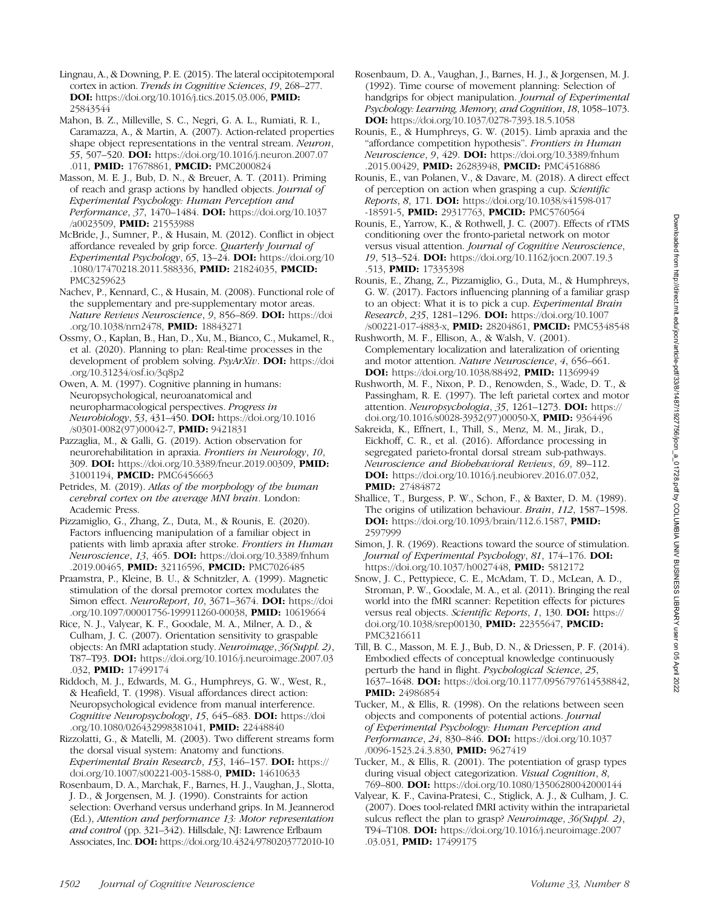Lingnau, A., & Downing, P. E. (2015). The lateral occipitotemporal cortex in action. *Trends in Cognitive Sciences*, *19*, 268–277. **DOI:** https://doi.org/10.1016/j.tics.2015.03.006, **PMID:** 25843544

Mahon, B. Z., Milleville, S. C., Negri, G. A. L., Rumiati, R. I., Caramazza, A., & Martin, A. (2007). Action-related properties shape object representations in the ventral stream. *Neuron*, *55*, 507–520. **DOI:** https://doi.org/10.1016/j.neuron.2007.07.011, **PMID:** 17678861, **PMCID:** PMC2000824

Masson, M. E. J., Bub, D. N., & Breuer, A. T. (2011). Priming of reach and grasp actions by handled objects. *Journal of Experimental Psychology: Human Perception and Performance*, *37*, 1470–1484. **DOI:** https://doi.org/10.1037/a0023509, **PMID:** 21553988

McBride, J., Sumner, P., & Husain, M. (2012). Conflict in object affordance revealed by grip force. *Quarterly Journal of Experimental Psychology*, *65*, 13–24. **DOI:** https://doi.org/10.1080/17470218.2011.588336, **PMID:** 21824035, **PMCID:** PMC3259623

Nachev, P., Kennard, C., & Husain, M. (2008). Functional role of the supplementary and pre-supplementary motor areas. *Nature Reviews Neuroscience*, *9*, 856–869. **DOI:** https://doi.org/10.1038/nrn2478, **PMID:** 18843271

Ossmy, O., Kaplan, B., Han, D., Xu, M., Bianco, C., Mukamel, R., et al. (2020). Planning to plan: Real-time processes in the development of problem solving. *PsyArXiv*. **DOI:** https://doi.org/10.31234/osf.io/3q8p2

Owen, A. M. (1997). Cognitive planning in humans: Neuropsychological, neuroanatomical and neuropharmacological perspectives. *Progress in Neurobiology*, *53*, 431–450. **DOI:** https://doi.org/10.1016/s0301-0082(97)00042-7, **PMID:** 9421831

Pazzaglia, M., & Galli, G. (2019). Action observation for neurorehabilitation in apraxia. *Frontiers in Neurology*, *10*, 309. **DOI:** https://doi.org/10.3389/fneur.2019.00309, **PMID:** 31001194, **PMCID:** PMC6456663

Petrides, M. (2019). *Atlas of the morphology of the human cerebral cortex on the average MNI brain*. London: Academic Press.

Pizzamiglio, G., Zhang, Z., Duta, M., & Rounis, E. (2020). Factors influencing manipulation of a familiar object in patients with limb apraxia after stroke. *Frontiers in Human Neuroscience*, *13*, 465. **DOI:** https://doi.org/10.3389/fnhum.2019.00465, **PMID:** 32116596, **PMCID:** PMC7026485

Praamstra, P., Kleine, B. U., & Schnitzler, A. (1999). Magnetic stimulation of the dorsal premotor cortex modulates the Simon effect. *NeuroReport*, *10*, 3671–3674. **DOI:** https://doi.org/10.1097/00001756-199911260-00038, **PMID:** 10619664

Rice, N. J., Valyear, K. F., Goodale, M. A., Milner, A. D., & Culham, J. C. (2007). Orientation sensitivity to graspable objects: An fMRI adaptation study. *Neuroimage*, *36(Suppl. 2)*, T87–T93. **DOI:** https://doi.org/10.1016/j.neuroimage.2007.03.032, **PMID:** 17499174

Riddoch, M. J., Edwards, M. G., Humphreys, G. W., West, R., & Heafield, T. (1998). Visual affordances direct action: Neuropsychological evidence from manual interference. *Cognitive Neuropsychology*, *15*, 645–683. **DOI:** https://doi.org/10.1080/026432998381041, **PMID:** 22448840

Rizzolatti, G., & Matelli, M. (2003). Two different streams form the dorsal visual system: Anatomy and functions. *Experimental Brain Research*, *153*, 146–157. **DOI:** https://doi.org/10.1007/s00221-003-1588-0, **PMID:** 14610633

Rosenbaum, D. A., Marchak, F., Barnes, H. J., Vaughan, J., Slotta, J. D., & Jorgensen, M. J. (1990). Constraints for action selection: Overhand versus underhand grips. In M. Jeannerod (Ed.), *Attention and performance 13: Motor representation and control* (pp. 321–342). Hillsdale, NJ: Lawrence Erlbaum Associates, Inc. **DOI:** https://doi.org/10.4324/9780203772010-10

Rosenbaum, D. A., Vaughan, J., Barnes, H. J., & Jorgensen, M. J. (1992). Time course of movement planning: Selection of handgrips for object manipulation. *Journal of Experimental Psychology: Learning, Memory, and Cognition*, *18*, 1058–1073. **DOI:** https://doi.org/10.1037/0278-7393.18.5.1058

Rounis, E., & Humphreys, G. W. (2015). Limb apraxia and the "affordance competition hypothesis". *Frontiers in Human Neuroscience*, *9*, 429. **DOI:** https://doi.org/10.3389/fnhum.2015.00429, **PMID:** 26283948, **PMCID:** PMC4516886

Rounis, E., van Polanen, V., & Davare, M. (2018). A direct effect of perception on action when grasping a cup. *Scientific Reports*, *8*, 171. **DOI:** https://doi.org/10.1038/s41598-017-18591-5, **PMID:** 29317763, **PMCID:** PMC5760564

Rounis, E., Yarrow, K., & Rothwell, J. C. (2007). Effects of rTMS conditioning over the fronto-parietal network on motor versus visual attention. *Journal of Cognitive Neuroscience*, *19*, 513–524. **DOI:** https://doi.org/10.1162/jocn.2007.19.3.513, **PMID:** 17335398

Rounis, E., Zhang, Z., Pizzamiglio, G., Duta, M., & Humphreys, G. W. (2017). Factors influencing planning of a familiar grasp to an object: What it is to pick a cup. *Experimental Brain Research*, *235*, 1281–1296. **DOI:** https://doi.org/10.1007/s00221-017-4883-x, **PMID:** 28204861, **PMCID:** PMC5348548

Rushworth, M. F., Ellison, A., & Walsh, V. (2001). Complementary localization and lateralization of orienting and motor attention. *Nature Neuroscience*, *4*, 656–661. **DOI:** https://doi.org/10.1038/88492, **PMID:** 11369949

Rushworth, M. F., Nixon, P. D., Renowden, S., Wade, D. T., & Passingham, R. E. (1997). The left parietal cortex and motor attention. *Neuropsychologia*, *35*, 1261–1273. **DOI:** https://doi.org/10.1016/s0028-3932(97)00050-X, **PMID:** 9364496

Sakreida, K., Effnert, I., Thill, S., Menz, M. M., Jirak, D., Eickhoff, C. R., et al. (2016). Affordance processing in segregated parieto-frontal dorsal stream sub-pathways. *Neuroscience and Biobehavioral Reviews*, *69*, 89–112. **DOI:** https://doi.org/10.1016/j.neubiorev.2016.07.032, **PMID:** 27484872

Shallice, T., Burgess, P. W., Schon, F., & Baxter, D. M. (1989). The origins of utilization behaviour. *Brain*, *112*, 1587–1598. **DOI:** https://doi.org/10.1093/brain/112.6.1587, **PMID:** 2597999

Simon, J. R. (1969). Reactions toward the source of stimulation. *Journal of Experimental Psychology*, *81*, 174–176. **DOI:** https://doi.org/10.1037/h0027448, **PMID:** 5812172

Snow, J. C., Pettypiece, C. E., McAdam, T. D., McLean, A. D., Stroman, P. W., Goodale, M. A., et al. (2011). Bringing the real world into the fMRI scanner: Repetition effects for pictures versus real objects. *Scientific Reports*, *1*, 130. **DOI:** https://doi.org/10.1038/srep00130, **PMID:** 22355647, **PMCID:** PMC3216611

Till, B. C., Masson, M. E. J., Bub, D. N., & Driessen, P. F. (2014). Embodied effects of conceptual knowledge continuously perturb the hand in flight. *Psychological Science*, *25*, 1637–1648. **DOI:** https://doi.org/10.1177/0956797614538842, **PMID:** 24986854

Tucker, M., & Ellis, R. (1998). On the relations between seen objects and components of potential actions. *Journal of Experimental Psychology: Human Perception and Performance*, *24*, 830–846. **DOI:** https://doi.org/10.1037/0096-1523.24.3.830, **PMID:** 9627419

Tucker, M., & Ellis, R. (2001). The potentiation of grasp types during visual object categorization. *Visual Cognition*, *8*, 769–800. **DOI:** https://doi.org/10.1080/13506280042000144

Valyear, K. F., Cavina-Pratesi, C., Stiglick, A. J., & Culham, J. C. (2007). Does tool-related fMRI activity within the intraparietal sulcus reflect the plan to grasp? *Neuroimage*, *36(Suppl. 2)*, T94–T108. **DOI:** https://doi.org/10.1016/j.neuroimage.2007.03.031, **PMID:** 17499175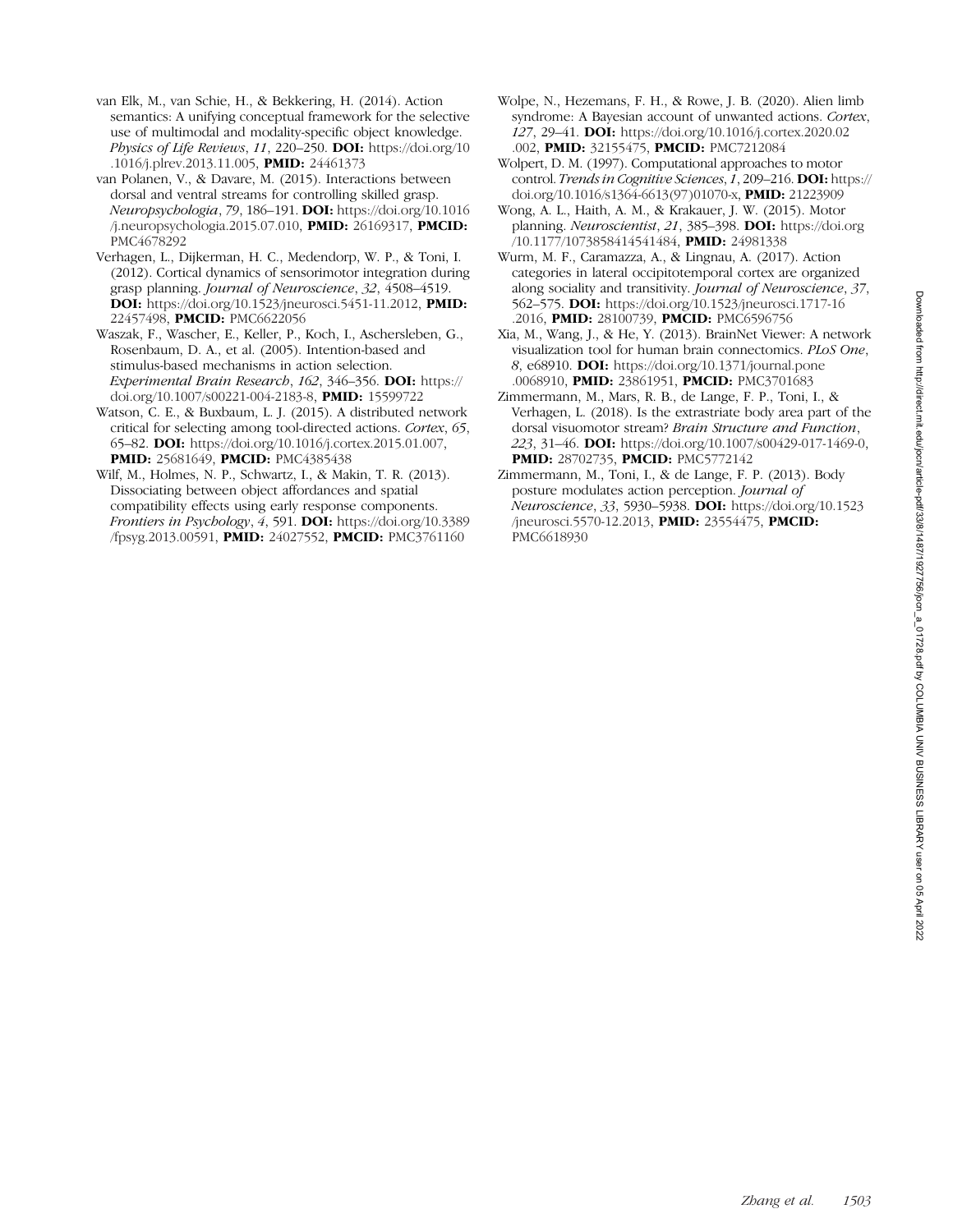van Elk, M., van Schie, H., & Bekkering, H. (2014). Action semantics: A unifying conceptual framework for the selective use of multimodal and modality-specific object knowledge. *Physics of Life Reviews*, *11*, 220–250. **DOI:** https://doi.org/10.1016/j.plrev.2013.11.005, **PMID:** 24461373

van Polanen, V., & Davare, M. (2015). Interactions between dorsal and ventral streams for controlling skilled grasp. *Neuropsychologia*, *79*, 186–191. **DOI:** https://doi.org/10.1016/j.neuropsychologia.2015.07.010, **PMID:** 26169317, **PMCID:** PMC4678292

Verhagen, L., Dijkerman, H. C., Medendorp, W. P., & Toni, I. (2012). Cortical dynamics of sensorimotor integration during grasp planning. *Journal of Neuroscience*, *32*, 4508–4519. **DOI:** https://doi.org/10.1523/jneurosci.5451-11.2012, **PMID:** 22457498, **PMCID:** PMC6622056

Waszak, F., Wascher, E., Keller, P., Koch, I., Aschersleben, G., Rosenbaum, D. A., et al. (2005). Intention-based and stimulus-based mechanisms in action selection. *Experimental Brain Research*, *162*, 346–356. **DOI:** https://doi.org/10.1007/s00221-004-2183-8, **PMID:** 15599722

Watson, C. E., & Buxbaum, L. J. (2015). A distributed network critical for selecting among tool-directed actions. *Cortex*, *65*, 65–82. **DOI:** https://doi.org/10.1016/j.cortex.2015.01.007, **PMID:** 25681649, **PMCID:** PMC4385438

Wilf, M., Holmes, N. P., Schwartz, I., & Makin, T. R. (2013). Dissociating between object affordances and spatial compatibility effects using early response components. *Frontiers in Psychology*, *4*, 591. **DOI:** https://doi.org/10.3389/fpsyg.2013.00591, **PMID:** 24027552, **PMCID:** PMC3761160

Wolpe, N., Hezemans, F. H., & Rowe, J. B. (2020). Alien limb syndrome: A Bayesian account of unwanted actions. *Cortex*, *127*, 29–41. **DOI:** https://doi.org/10.1016/j.cortex.2020.02.002, **PMID:** 32155475, **PMCID:** PMC7212084

Wolpert, D. M. (1997). Computational approaches to motor control. *Trends in Cognitive Sciences*, *1*, 209–216. **DOI:** https://doi.org/10.1016/s1364-6613(97)01070-x, **PMID:** 21223909

Wong, A. L., Haith, A. M., & Krakauer, J. W. (2015). Motor planning. *Neuroscientist*, *21*, 385–398. **DOI:** https://doi.org/10.1177/1073858414541484, **PMID:** 24981338

Wurm, M. F., Caramazza, A., & Lingnau, A. (2017). Action categories in lateral occipitotemporal cortex are organized along sociality and transitivity. *Journal of Neuroscience*, *37*, 562–575. **DOI:** https://doi.org/10.1523/jneurosci.1717-16.2016, **PMID:** 28100739, **PMCID:** PMC6596756

Xia, M., Wang, J., & He, Y. (2013). BrainNet Viewer: A network visualization tool for human brain connectomics. *PLoS One*, *8*, e68910. **DOI:** https://doi.org/10.1371/journal.pone.0068910, **PMID:** 23861951, **PMCID:** PMC3701683

Zimmermann, M., Mars, R. B., de Lange, F. P., Toni, I., & Verhagen, L. (2018). Is the extrastriate body area part of the dorsal visuomotor stream? *Brain Structure and Function*, *223*, 31–46. **DOI:** https://doi.org/10.1007/s00429-017-1469-0, **PMID:** 28702735, **PMCID:** PMC5772142

Zimmermann, M., Toni, I., & de Lange, F. P. (2013). Body posture modulates action perception. *Journal of Neuroscience*, *33*, 5930–5938. **DOI:** https://doi.org/10.1523/jneurosci.5570-12.2013, **PMID:** 23554475, **PMCID:** PMC6618930